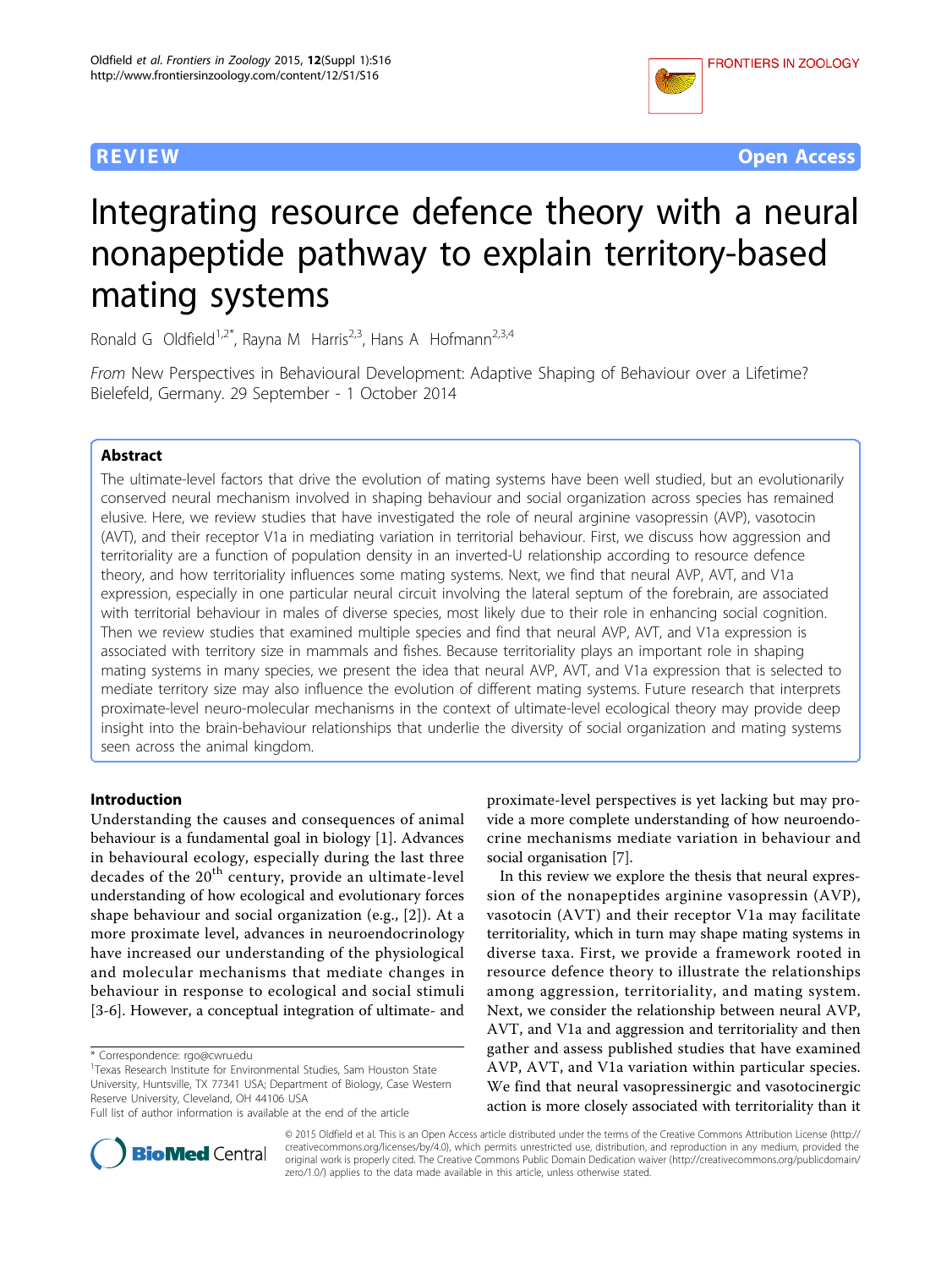**REVIEW** **Open Access**

# Integrating resource defence theory with a neural nonapeptide pathway to explain territory-based mating systems

Ronald G Oldfield[1,2*], Rayna M Harris[2,3], Hans A Hofmann[2,3,4]

*From* New Perspectives in Behavioural Development: Adaptive Shaping of Behaviour over a Lifetime? Bielefeld, Germany. 29 September - 1 October 2014

## Abstract

The ultimate-level factors that drive the evolution of mating systems have been well studied, but an evolutionarily conserved neural mechanism involved in shaping behaviour and social organization across species has remained elusive. Here, we review studies that have investigated the role of neural arginine vasopressin (AVP), vasotocin (AVT), and their receptor V1a in mediating variation in territorial behaviour. First, we discuss how aggression and territoriality are a function of population density in an inverted-U relationship according to resource defence theory, and how territoriality influences some mating systems. Next, we find that neural AVP, AVT, and V1a expression, especially in one particular neural circuit involving the lateral septum of the forebrain, are associated with territorial behaviour in males of diverse species, most likely due to their role in enhancing social cognition. Then we review studies that examined multiple species and find that neural AVP, AVT, and V1a expression is associated with territory size in mammals and fishes. Because territoriality plays an important role in shaping mating systems in many species, we present the idea that neural AVP, AVT, and V1a expression that is selected to mediate territory size may also influence the evolution of different mating systems. Future research that interprets proximate-level neuro-molecular mechanisms in the context of ultimate-level ecological theory may provide deep insight into the brain-behaviour relationships that underlie the diversity of social organization and mating systems seen across the animal kingdom.

## Introduction

Understanding the causes and consequences of animal behaviour is a fundamental goal in biology [1]. Advances in behavioural ecology, especially during the last three decades of the 20th century, provide an ultimate-level understanding of how ecological and evolutionary forces shape behaviour and social organization (e.g., [2]). At a more proximate level, advances in neuroendocrinology have increased our understanding of the physiological and molecular mechanisms that mediate changes in behaviour in response to ecological and social stimuli [3-6]. However, a conceptual integration of ultimate- and proximate-level perspectives is yet lacking but may provide a more complete understanding of how neuroendocrine mechanisms mediate variation in behaviour and social organisation [7].

In this review we explore the thesis that neural expression of the nonapeptides arginine vasopressin (AVP), vasotocin (AVT) and their receptor V1a may facilitate territoriality, which in turn may shape mating systems in diverse taxa. First, we provide a framework rooted in resource defence theory to illustrate the relationships among aggression, territoriality, and mating system. Next, we consider the relationship between neural AVP, AVT, and V1a and aggression and territoriality and then gather and assess published studies that have examined AVP, AVT, and V1a variation within particular species. We find that neural vasopressinergic and vasotocinergic action is more closely associated with territoriality than it

\* Correspondence: rgo@cwru.edu

[1]Texas Research Institute for Environmental Studies, Sam Houston State University, Huntsville, TX 77341 USA; Department of Biology, Case Western Reserve University, Cleveland, OH 44106 USA

Full list of author information is available at the end of the article

© 2015 Oldfield et al. This is an Open Access article distributed under the terms of the Creative Commons Attribution License (http://creativecommons.org/licenses/by/4.0), which permits unrestricted use, distribution, and reproduction in any medium, provided the original work is properly cited. The Creative Commons Public Domain Dedication waiver (http://creativecommons.org/publicdomain/zero/1.0/) applies to the data made available in this article, unless otherwise stated.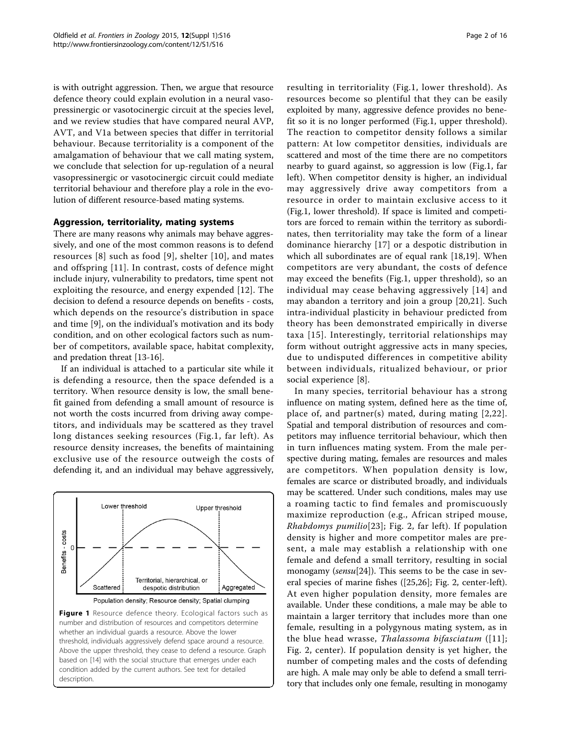is with outright aggression. Then, we argue that resource defence theory could explain evolution in a neural vasopressinergic or vasotocinergic circuit at the species level, and we review studies that have compared neural AVP, AVT, and V1a between species that differ in territorial behaviour. Because territoriality is a component of the amalgamation of behaviour that we call mating system, we conclude that selection for up-regulation of a neural vasopressinergic or vasotocinergic circuit could mediate territorial behaviour and therefore play a role in the evolution of different resource-based mating systems.

## Aggression, territoriality, mating systems

There are many reasons why animals may behave aggressively, and one of the most common reasons is to defend resources [8] such as food [9], shelter [10], and mates and offspring [11]. In contrast, costs of defence might include injury, vulnerability to predators, time spent not exploiting the resource, and energy expended [12]. The decision to defend a resource depends on benefits - costs, which depends on the resource's distribution in space and time [9], on the individual's motivation and its body condition, and on other ecological factors such as number of competitors, available space, habitat complexity, and predation threat [13-16].

If an individual is attached to a particular site while it is defending a resource, then the space defended is a territory. When resource density is low, the small benefit gained from defending a small amount of resource is not worth the costs incurred from driving away competitors, and individuals may be scattered as they travel long distances seeking resources (Fig.1, far left). As resource density increases, the benefits of maintaining exclusive use of the resource outweigh the costs of defending it, and an individual may behave aggressively, resulting in territoriality (Fig.1, lower threshold). As resources become so plentiful that they can be easily exploited by many, aggressive defence provides no benefit so it is no longer performed (Fig.1, upper threshold). The reaction to competitor density follows a similar pattern: At low competitor densities, individuals are scattered and most of the time there are no competitors nearby to guard against, so aggression is low (Fig.1, far left). When competitor density is higher, an individual may aggressively drive away competitors from a resource in order to maintain exclusive access to it (Fig.1, lower threshold). If space is limited and competitors are forced to remain within the territory as subordinates, then territoriality may take the form of a linear dominance hierarchy [17] or a despotic distribution in which all subordinates are of equal rank [18,19]. When competitors are very abundant, the costs of defence may exceed the benefits (Fig.1, upper threshold), so an individual may cease behaving aggressively [14] and may abandon a territory and join a group [20,21]. Such intra-individual plasticity in behaviour predicted from theory has been demonstrated empirically in diverse taxa [15]. Interestingly, territorial relationships may form without outright aggressive acts in many species, due to undisputed differences in competitive ability between individuals, ritualized behaviour, or prior social experience [8].

**Figure 1** Resource defence theory. Ecological factors such as number and distribution of resources and competitors determine whether an individual guards a resource. Above the lower threshold, individuals aggressively defend space around a resource. Above the upper threshold, they cease to defend a resource. Graph based on [14] with the social structure that emerges under each condition added by the current authors. See text for detailed description.

In many species, territorial behaviour has a strong influence on mating system, defined here as the time of, place of, and partner(s) mated, during mating [2,22]. Spatial and temporal distribution of resources and competitors may influence territorial behaviour, which then in turn influences mating system. From the male perspective during mating, females are resources and males are competitors. When population density is low, females are scarce or distributed broadly, and individuals may be scattered. Under such conditions, males may use a roaming tactic to find females and promiscuously maximize reproduction (e.g., African striped mouse, *Rhabdomys pumilio*[23]; Fig. 2, far left). If population density is higher and more competitor males are present, a male may establish a relationship with one female and defend a small territory, resulting in social monogamy (*sensu*[24]). This seems to be the case in several species of marine fishes ([25,26]; Fig. 2, center-left). At even higher population density, more females are available. Under these conditions, a male may be able to maintain a larger territory that includes more than one female, resulting in a polygynous mating system, as in the blue head wrasse, *Thalassoma bifasciatum* ([11]; Fig. 2, center). If population density is yet higher, the number of competing males and the costs of defending are high. A male may only be able to defend a small territory that includes only one female, resulting in monogamy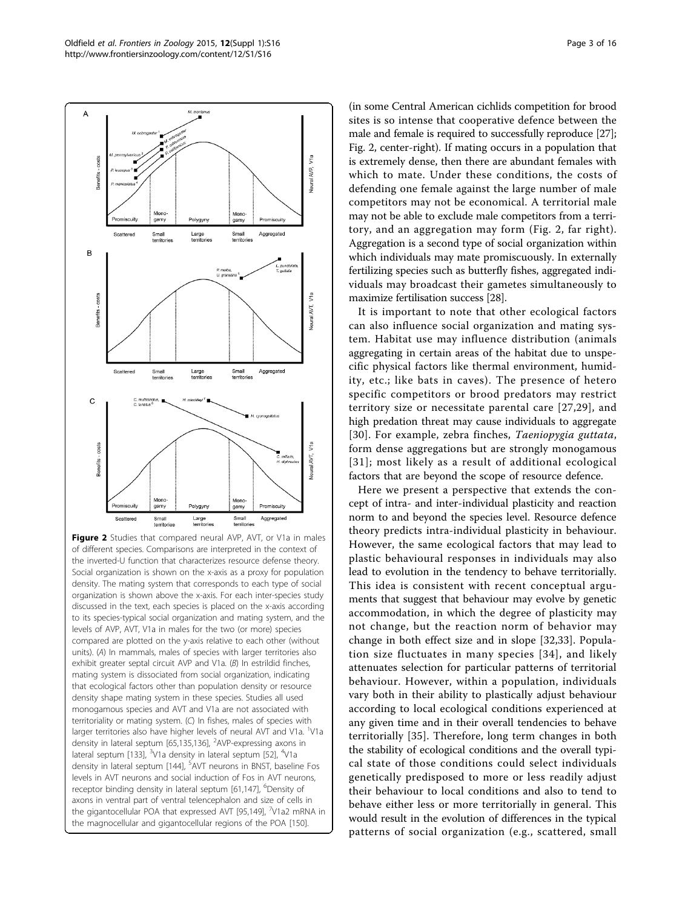**Figure 2** Studies that compared neural AVP, AVT, or V1a in males of different species. Comparisons are interpreted in the context of the inverted-U function that characterizes resource defense theory. Social organization is shown on the x-axis as a proxy for population density. The mating system that corresponds to each type of social organization is shown above the x-axis. For each inter-species study discussed in the text, each species is placed on the x-axis according to its species-typical social organization and mating system, and the levels of AVP, AVT, V1a in males for the two (or more) species compared are plotted on the y-axis relative to each other (without units). (*A*) In mammals, males of species with larger territories also exhibit greater septal circuit AVP and V1a. (*B*) In estrildid finches, mating system is dissociated from social organization, indicating that ecological factors other than population density or resource density shape mating system in these species. Studies all used monogamous species and AVT and V1a are not associated with territoriality or mating system. (*C*) In fishes, males of species with larger territories also have higher levels of neural AVT and V1a. [1]V1a density in lateral septum [65,135,136], [2]AVP-expressing axons in lateral septum [133], [3]V1a density in lateral septum [52], [4]V1a density in lateral septum [144], [5]AVT neurons in BNST, baseline Fos levels in AVT neurons and social induction of Fos in AVT neurons, receptor binding density in lateral septum [61,147], [6]Density of axons in ventral part of ventral telencephalon and size of cells in the gigantocellular POA that expressed AVT [95,149], [7]V1a2 mRNA in the magnocellular and gigantocellular regions of the POA [150].

(in some Central American cichlids competition for brood sites is so intense that cooperative defence between the male and female is required to successfully reproduce [27]; Fig. 2, center-right). If mating occurs in a population that is extremely dense, then there are abundant females with which to mate. Under these conditions, the costs of defending one female against the large number of male competitors may not be economical. A territorial male may not be able to exclude male competitors from a territory, and an aggregation may form (Fig. 2, far right). Aggregation is a second type of social organization within which individuals may mate promiscuously. In externally fertilizing species such as butterfly fishes, aggregated individuals may broadcast their gametes simultaneously to maximize fertilisation success [28].

It is important to note that other ecological factors can also influence social organization and mating system. Habitat use may influence distribution (animals aggregating in certain areas of the habitat due to unspecific physical factors like thermal environment, humidity, etc.; like bats in caves). The presence of hetero specific competitors or brood predators may restrict territory size or necessitate parental care [27,29], and high predation threat may cause individuals to aggregate [30]. For example, zebra finches, *Taeniopygia guttata*, form dense aggregations but are strongly monogamous [31]; most likely as a result of additional ecological factors that are beyond the scope of resource defence.

Here we present a perspective that extends the concept of intra- and inter-individual plasticity and reaction norm to and beyond the species level. Resource defence theory predicts intra-individual plasticity in behaviour. However, the same ecological factors that may lead to plastic behavioural responses in individuals may also lead to evolution in the tendency to behave territorially. This idea is consistent with recent conceptual arguments that suggest that behaviour may evolve by genetic accommodation, in which the degree of plasticity may not change, but the reaction norm of behavior may change in both effect size and in slope [32,33]. Population size fluctuates in many species [34], and likely attenuates selection for particular patterns of territorial behaviour. However, within a population, individuals vary both in their ability to plastically adjust behaviour according to local ecological conditions experienced at any given time and in their overall tendencies to behave territorially [35]. Therefore, long term changes in both the stability of ecological conditions and the overall typical state of those conditions could select individuals genetically predisposed to more or less readily adjust their behaviour to local conditions and also to tend to behave either less or more territorially in general. This would result in the evolution of differences in the typical patterns of social organization (e.g., scattered, small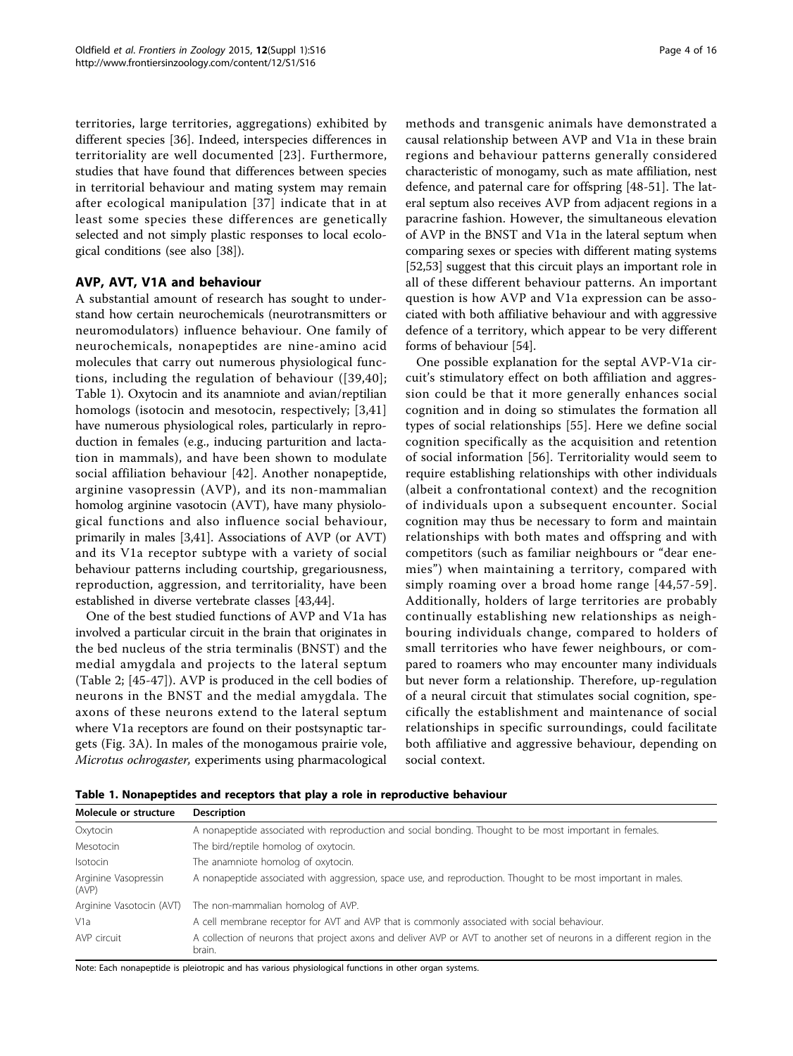territories, large territories, aggregations) exhibited by different species [36]. Indeed, interspecies differences in territoriality are well documented [23]. Furthermore, studies that have found that differences between species in territorial behaviour and mating system may remain after ecological manipulation [37] indicate that in at least some species these differences are genetically selected and not simply plastic responses to local ecological conditions (see also [38]).

## AVP, AVT, V1A and behaviour

A substantial amount of research has sought to understand how certain neurochemicals (neurotransmitters or neuromodulators) influence behaviour. One family of neurochemicals, nonapeptides are nine-amino acid molecules that carry out numerous physiological functions, including the regulation of behaviour ([39,40]; Table 1). Oxytocin and its anamniote and avian/reptilian homologs (isotocin and mesotocin, respectively; [3,41] have numerous physiological roles, particularly in reproduction in females (e.g., inducing parturition and lactation in mammals), and have been shown to modulate social affiliation behaviour [42]. Another nonapeptide, arginine vasopressin (AVP), and its non-mammalian homolog arginine vasotocin (AVT), have many physiological functions and also influence social behaviour, primarily in males [3,41]. Associations of AVP (or AVT) and its V1a receptor subtype with a variety of social behaviour patterns including courtship, gregariousness, reproduction, aggression, and territoriality, have been established in diverse vertebrate classes [43,44].

One of the best studied functions of AVP and V1a has involved a particular circuit in the brain that originates in the bed nucleus of the stria terminalis (BNST) and the medial amygdala and projects to the lateral septum (Table 2; [45-47]). AVP is produced in the cell bodies of neurons in the BNST and the medial amygdala. The axons of these neurons extend to the lateral septum where V1a receptors are found on their postsynaptic targets (Fig. 3A). In males of the monogamous prairie vole, *Microtus ochrogaster*, experiments using pharmacological methods and transgenic animals have demonstrated a causal relationship between AVP and V1a in these brain regions and behaviour patterns generally considered characteristic of monogamy, such as mate affiliation, nest defence, and paternal care for offspring [48-51]. The lateral septum also receives AVP from adjacent regions in a paracrine fashion. However, the simultaneous elevation of AVP in the BNST and V1a in the lateral septum when comparing sexes or species with different mating systems [52,53] suggest that this circuit plays an important role in all of these different behaviour patterns. An important question is how AVP and V1a expression can be associated with both affiliative behaviour and with aggressive defence of a territory, which appear to be very different forms of behaviour [54].

One possible explanation for the septal AVP-V1a circuit's stimulatory effect on both affiliation and aggression could be that it more generally enhances social cognition and in doing so stimulates the formation all types of social relationships [55]. Here we define social cognition specifically as the acquisition and retention of social information [56]. Territoriality would seem to require establishing relationships with other individuals (albeit a confrontational context) and the recognition of individuals upon a subsequent encounter. Social cognition may thus be necessary to form and maintain relationships with both mates and offspring and with competitors (such as familiar neighbours or "dear enemies") when maintaining a territory, compared with simply roaming over a broad home range [44,57-59]. Additionally, holders of large territories are probably continually establishing new relationships as neighbouring individuals change, compared to holders of small territories who have fewer neighbours, or compared to roamers who may encounter many individuals but never form a relationship. Therefore, up-regulation of a neural circuit that stimulates social cognition, specifically the establishment and maintenance of social relationships in specific surroundings, could facilitate both affiliative and aggressive behaviour, depending on social context.

**Table 1. Nonapeptides and receptors that play a role in reproductive behaviour**

| Molecule or structure | Description |
| --- | --- |
| Oxytocin | A nonapeptide associated with reproduction and social bonding. Thought to be most important in females. |
| Mesotocin | The bird/reptile homolog of oxytocin. |
| Isotocin | The anamniote homolog of oxytocin. |
| Arginine Vasopressin (AVP) | A nonapeptide associated with aggression, space use, and reproduction. Thought to be most important in males. |
| Arginine Vasotocin (AVT) | The non-mammalian homolog of AVP. |
| V1a | A cell membrane receptor for AVT and AVP that is commonly associated with social behaviour. |
| AVP circuit | A collection of neurons that project axons and deliver AVP or AVT to another set of neurons in a different region in the brain. |

Note: Each nonapeptide is pleiotropic and has various physiological functions in other organ systems.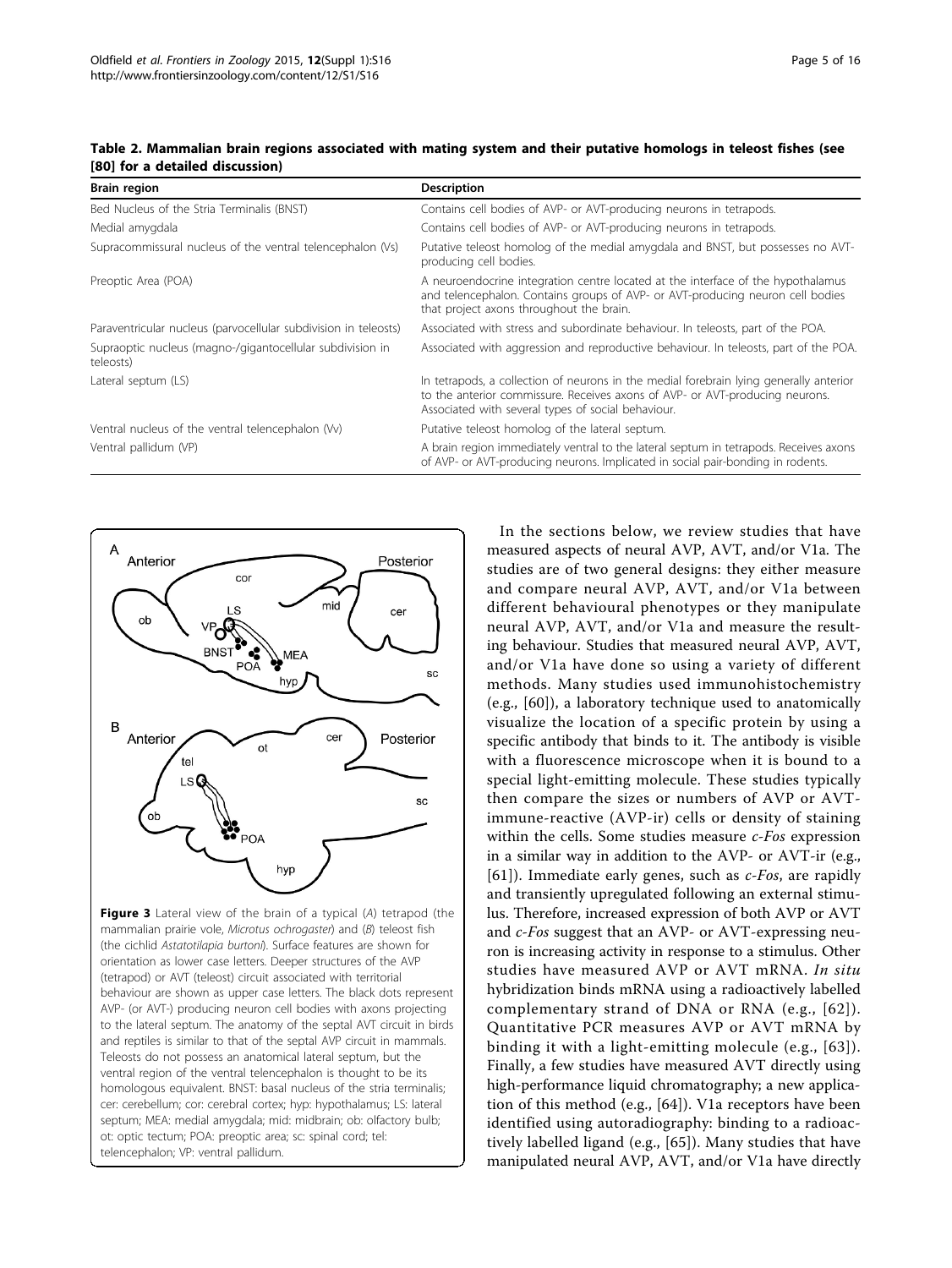**Table 2. Mammalian brain regions associated with mating system and their putative homologs in teleost fishes (see [80] for a detailed discussion)**

| Brain region | Description |
| --- | --- |
| Bed Nucleus of the Stria Terminalis (BNST) | Contains cell bodies of AVP- or AVT-producing neurons in tetrapods. |
| Medial amygdala | Contains cell bodies of AVP- or AVT-producing neurons in tetrapods. |
| Supracommissural nucleus of the ventral telencephalon (Vs) | Putative teleost homolog of the medial amygdala and BNST, but possesses no AVT-producing cell bodies. |
| Preoptic Area (POA) | A neuroendocrine integration centre located at the interface of the hypothalamus and telencephalon. Contains groups of AVP- or AVT-producing neuron cell bodies that project axons throughout the brain. |
| Paraventricular nucleus (parvocellular subdivision in teleosts) | Associated with stress and subordinate behaviour. In teleosts, part of the POA. |
| Supraoptic nucleus (magno-/gigantocellular subdivision in teleosts) | Associated with aggression and reproductive behaviour. In teleosts, part of the POA. |
| Lateral septum (LS) | In tetrapods, a collection of neurons in the medial forebrain lying generally anterior to the anterior commissure. Receives axons of AVP- or AVT-producing neurons. Associated with several types of social behaviour. |
| Ventral nucleus of the ventral telencephalon (Vv) | Putative teleost homolog of the lateral septum. |
| Ventral pallidum (VP) | A brain region immediately ventral to the lateral septum in tetrapods. Receives axons of AVP- or AVT-producing neurons. Implicated in social pair-bonding in rodents. |

**Figure 3** Lateral view of the brain of a typical (*A*) tetrapod (the mammalian prairie vole, *Microtus ochrogaster*) and (*B*) teleost fish (the cichlid *Astatotilapia burtoni*). Surface features are shown for orientation as lower case letters. Deeper structures of the AVP (tetrapod) or AVT (teleost) circuit associated with territorial behaviour are shown as upper case letters. The black dots represent AVP- (or AVT-) producing neuron cell bodies with axons projecting to the lateral septum. The anatomy of the septal AVT circuit in birds and reptiles is similar to that of the septal AVP circuit in mammals. Teleosts do not possess an anatomical lateral septum, but the ventral region of the ventral telencephalon is thought to be its homologous equivalent. BNST: basal nucleus of the stria terminalis; cer: cerebellum; cor: cerebral cortex; hyp: hypothalamus; LS: lateral septum; MEA: medial amygdala; mid: midbrain; ob: olfactory bulb; ot: optic tectum; POA: preoptic area; sc: spinal cord; tel: telencephalon; VP: ventral pallidum.

In the sections below, we review studies that have measured aspects of neural AVP, AVT, and/or V1a. The studies are of two general designs: they either measure and compare neural AVP, AVT, and/or V1a between different behavioural phenotypes or they manipulate neural AVP, AVT, and/or V1a and measure the resulting behaviour. Studies that measured neural AVP, AVT, and/or V1a have done so using a variety of different methods. Many studies used immunohistochemistry (e.g., [60]), a laboratory technique used to anatomically visualize the location of a specific protein by using a specific antibody that binds to it. The antibody is visible with a fluorescence microscope when it is bound to a special light-emitting molecule. These studies typically then compare the sizes or numbers of AVP or AVT-immune-reactive (AVP-ir) cells or density of staining within the cells. Some studies measure *c-Fos* expression in a similar way in addition to the AVP- or AVT-ir (e.g., [61]). Immediate early genes, such as *c-Fos*, are rapidly and transiently upregulated following an external stimulus. Therefore, increased expression of both AVP or AVT and *c-Fos* suggest that an AVP- or AVT-expressing neuron is increasing activity in response to a stimulus. Other studies have measured AVP or AVT mRNA. *In situ* hybridization binds mRNA using a radioactively labelled complementary strand of DNA or RNA (e.g., [62]). Quantitative PCR measures AVP or AVT mRNA by binding it with a light-emitting molecule (e.g., [63]). Finally, a few studies have measured AVT directly using high-performance liquid chromatography; a new application of this method (e.g., [64]). V1a receptors have been identified using autoradiography: binding to a radioactively labelled ligand (e.g., [65]). Many studies that have manipulated neural AVP, AVT, and/or V1a have directly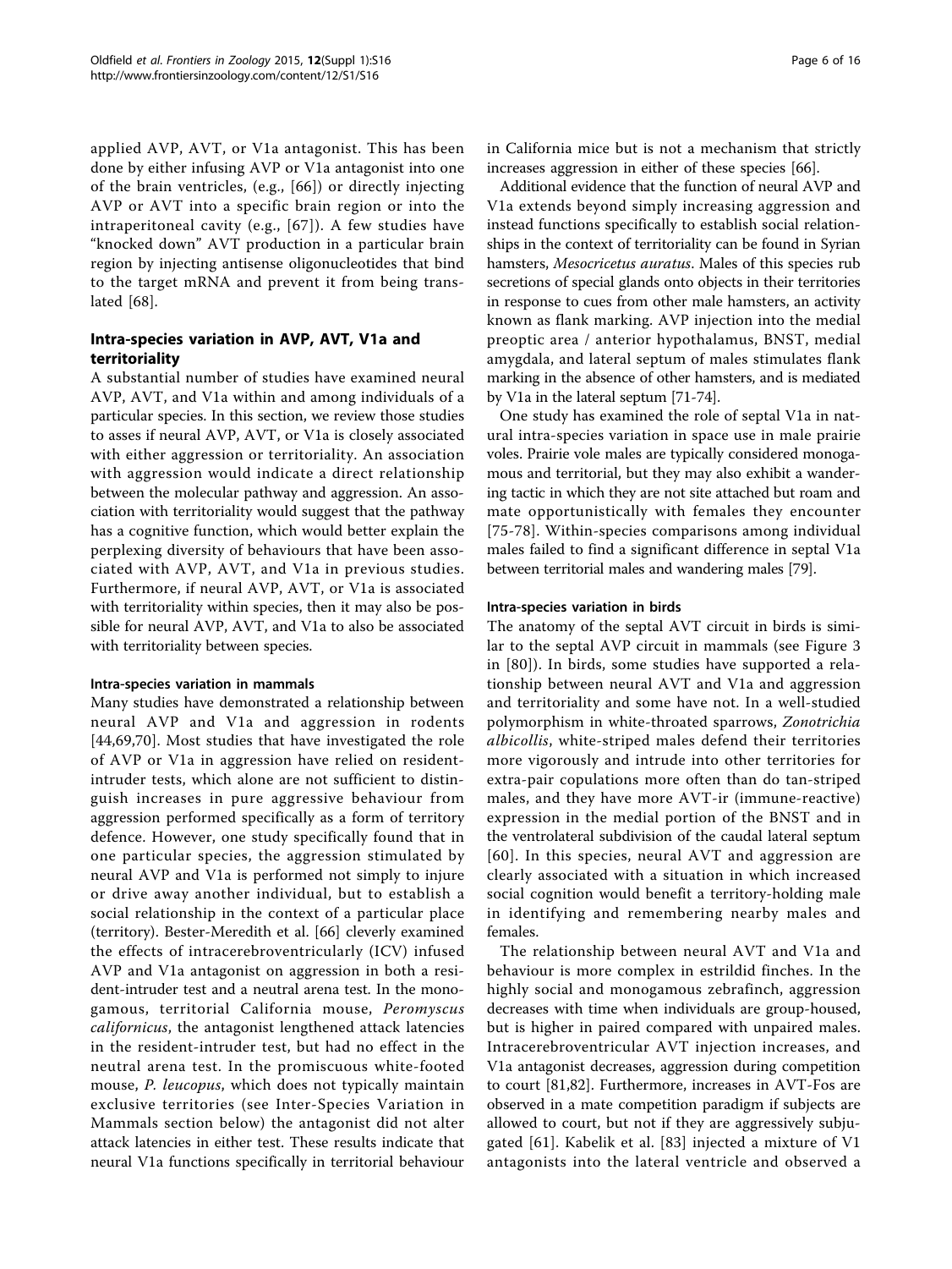applied AVP, AVT, or V1a antagonist. This has been done by either infusing AVP or V1a antagonist into one of the brain ventricles, (e.g., [66]) or directly injecting AVP or AVT into a specific brain region or into the intraperitoneal cavity (e.g., [67]). A few studies have "knocked down" AVT production in a particular brain region by injecting antisense oligonucleotides that bind to the target mRNA and prevent it from being translated [68].

## Intra-species variation in AVP, AVT, V1a and territoriality

A substantial number of studies have examined neural AVP, AVT, and V1a within and among individuals of a particular species. In this section, we review those studies to asses if neural AVP, AVT, or V1a is closely associated with either aggression or territoriality. An association with aggression would indicate a direct relationship between the molecular pathway and aggression. An association with territoriality would suggest that the pathway has a cognitive function, which would better explain the perplexing diversity of behaviours that have been associated with AVP, AVT, and V1a in previous studies. Furthermore, if neural AVP, AVT, or V1a is associated with territoriality within species, then it may also be possible for neural AVP, AVT, and V1a to also be associated with territoriality between species.

### Intra-species variation in mammals

Many studies have demonstrated a relationship between neural AVP and V1a and aggression in rodents [44,69,70]. Most studies that have investigated the role of AVP or V1a in aggression have relied on resident-intruder tests, which alone are not sufficient to distinguish increases in pure aggressive behaviour from aggression performed specifically as a form of territory defence. However, one study specifically found that in one particular species, the aggression stimulated by neural AVP and V1a is performed not simply to injure or drive away another individual, but to establish a social relationship in the context of a particular place (territory). Bester-Meredith et al. [66] cleverly examined the effects of intracerebroventricularly (ICV) infused AVP and V1a antagonist on aggression in both a resident-intruder test and a neutral arena test. In the monogamous, territorial California mouse, *Peromyscus californicus*, the antagonist lengthened attack latencies in the resident-intruder test, but had no effect in the neutral arena test. In the promiscuous white-footed mouse, *P. leucopus*, which does not typically maintain exclusive territories (see Inter-Species Variation in Mammals section below) the antagonist did not alter attack latencies in either test. These results indicate that neural V1a functions specifically in territorial behaviour in California mice but is not a mechanism that strictly increases aggression in either of these species [66].

Additional evidence that the function of neural AVP and V1a extends beyond simply increasing aggression and instead functions specifically to establish social relationships in the context of territoriality can be found in Syrian hamsters, *Mesocricetus auratus*. Males of this species rub secretions of special glands onto objects in their territories in response to cues from other male hamsters, an activity known as flank marking. AVP injection into the medial preoptic area / anterior hypothalamus, BNST, medial amygdala, and lateral septum of males stimulates flank marking in the absence of other hamsters, and is mediated by V1a in the lateral septum [71-74].

One study has examined the role of septal V1a in natural intra-species variation in space use in male prairie voles. Prairie vole males are typically considered monogamous and territorial, but they may also exhibit a wandering tactic in which they are not site attached but roam and mate opportunistically with females they encounter [75-78]. Within-species comparisons among individual males failed to find a significant difference in septal V1a between territorial males and wandering males [79].

### Intra-species variation in birds

The anatomy of the septal AVT circuit in birds is similar to the septal AVP circuit in mammals (see Figure 3 in [80]). In birds, some studies have supported a relationship between neural AVT and V1a and aggression and territoriality and some have not. In a well-studied polymorphism in white-throated sparrows, *Zonotrichia albicollis*, white-striped males defend their territories more vigorously and intrude into other territories for extra-pair copulations more often than do tan-striped males, and they have more AVT-ir (immune-reactive) expression in the medial portion of the BNST and in the ventrolateral subdivision of the caudal lateral septum [60]. In this species, neural AVT and aggression are clearly associated with a situation in which increased social cognition would benefit a territory-holding male in identifying and remembering nearby males and females.

The relationship between neural AVT and V1a and behaviour is more complex in estrildid finches. In the highly social and monogamous zebrafinch, aggression decreases with time when individuals are group-housed, but is higher in paired compared with unpaired males. Intracerebroventricular AVT injection increases, and V1a antagonist decreases, aggression during competition to court [81,82]. Furthermore, increases in AVT-Fos are observed in a mate competition paradigm if subjects are allowed to court, but not if they are aggressively subjugated [61]. Kabelik et al. [83] injected a mixture of V1 antagonists into the lateral ventricle and observed a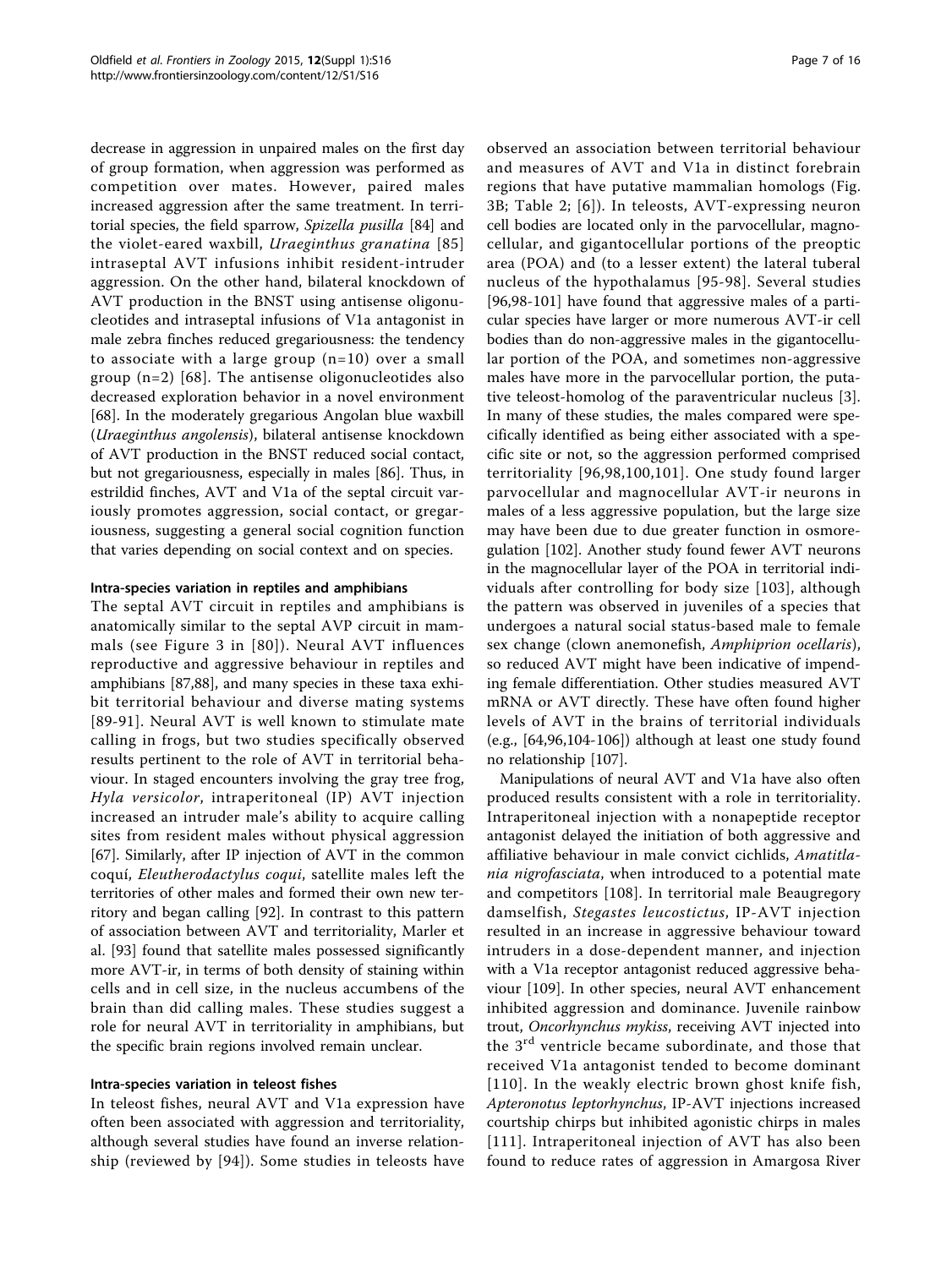decrease in aggression in unpaired males on the first day of group formation, when aggression was performed as competition over mates. However, paired males increased aggression after the same treatment. In territorial species, the field sparrow, *Spizella pusilla* [84] and the violet-eared waxbill, *Uraeginthus granatina* [85] intraseptal AVT infusions inhibit resident-intruder aggression. On the other hand, bilateral knockdown of AVT production in the BNST using antisense oligonucleotides and intraseptal infusions of V1a antagonist in male zebra finches reduced gregariousness: the tendency to associate with a large group (n=10) over a small group (n=2) [68]. The antisense oligonucleotides also decreased exploration behavior in a novel environment [68]. In the moderately gregarious Angolan blue waxbill (*Uraeginthus angolensis*), bilateral antisense knockdown of AVT production in the BNST reduced social contact, but not gregariousness, especially in males [86]. Thus, in estrildid finches, AVT and V1a of the septal circuit variously promotes aggression, social contact, or gregariousness, suggesting a general social cognition function that varies depending on social context and on species.

#### Intra-species variation in reptiles and amphibians

The septal AVT circuit in reptiles and amphibians is anatomically similar to the septal AVP circuit in mammals (see Figure 3 in [80]). Neural AVT influences reproductive and aggressive behaviour in reptiles and amphibians [87,88], and many species in these taxa exhibit territorial behaviour and diverse mating systems [89-91]. Neural AVT is well known to stimulate mate calling in frogs, but two studies specifically observed results pertinent to the role of AVT in territorial behaviour. In staged encounters involving the gray tree frog, *Hyla versicolor*, intraperitoneal (IP) AVT injection increased an intruder male's ability to acquire calling sites from resident males without physical aggression [67]. Similarly, after IP injection of AVT in the common coquí, *Eleutherodactylus coqui*, satellite males left the territories of other males and formed their own new territory and began calling [92]. In contrast to this pattern of association between AVT and territoriality, Marler et al. [93] found that satellite males possessed significantly more AVT-ir, in terms of both density of staining within cells and in cell size, in the nucleus accumbens of the brain than did calling males. These studies suggest a role for neural AVT in territoriality in amphibians, but the specific brain regions involved remain unclear.

#### Intra-species variation in teleost fishes

In teleost fishes, neural AVT and V1a expression have often been associated with aggression and territoriality, although several studies have found an inverse relationship (reviewed by [94]). Some studies in teleosts have observed an association between territorial behaviour and measures of AVT and V1a in distinct forebrain regions that have putative mammalian homologs (Fig. 3B; Table 2; [6]). In teleosts, AVT-expressing neuron cell bodies are located only in the parvocellular, magnocellular, and gigantocellular portions of the preoptic area (POA) and (to a lesser extent) the lateral tuberal nucleus of the hypothalamus [95-98]. Several studies [96,98-101] have found that aggressive males of a particular species have larger or more numerous AVT-ir cell bodies than do non-aggressive males in the gigantocellular portion of the POA, and sometimes non-aggressive males have more in the parvocellular portion, the putative teleost-homolog of the paraventricular nucleus [3]. In many of these studies, the males compared were specifically identified as being either associated with a specific site or not, so the aggression performed comprised territoriality [96,98,100,101]. One study found larger parvocellular and magnocellular AVT-ir neurons in males of a less aggressive population, but the large size may have been due to due greater function in osmoregulation [102]. Another study found fewer AVT neurons in the magnocellular layer of the POA in territorial individuals after controlling for body size [103], although the pattern was observed in juveniles of a species that undergoes a natural social status-based male to female sex change (clown anemonefish, *Amphiprion ocellaris*), so reduced AVT might have been indicative of impending female differentiation. Other studies measured AVT mRNA or AVT directly. These have often found higher levels of AVT in the brains of territorial individuals (e.g., [64,96,104-106]) although at least one study found no relationship [107].

Manipulations of neural AVT and V1a have also often produced results consistent with a role in territoriality. Intraperitoneal injection with a nonapeptide receptor antagonist delayed the initiation of both aggressive and affiliative behaviour in male convict cichlids, *Amatitlania nigrofasciata*, when introduced to a potential mate and competitors [108]. In territorial male Beaugregory damselfish, *Stegastes leucostictus*, IP-AVT injection resulted in an increase in aggressive behaviour toward intruders in a dose-dependent manner, and injection with a V1a receptor antagonist reduced aggressive behaviour [109]. In other species, neural AVT enhancement inhibited aggression and dominance. Juvenile rainbow trout, *Oncorhynchus mykiss*, receiving AVT injected into the 3rd ventricle became subordinate, and those that received V1a antagonist tended to become dominant [110]. In the weakly electric brown ghost knife fish, *Apteronotus leptorhynchus*, IP-AVT injections increased courtship chirps but inhibited agonistic chirps in males [111]. Intraperitoneal injection of AVT has also been found to reduce rates of aggression in Amargosa River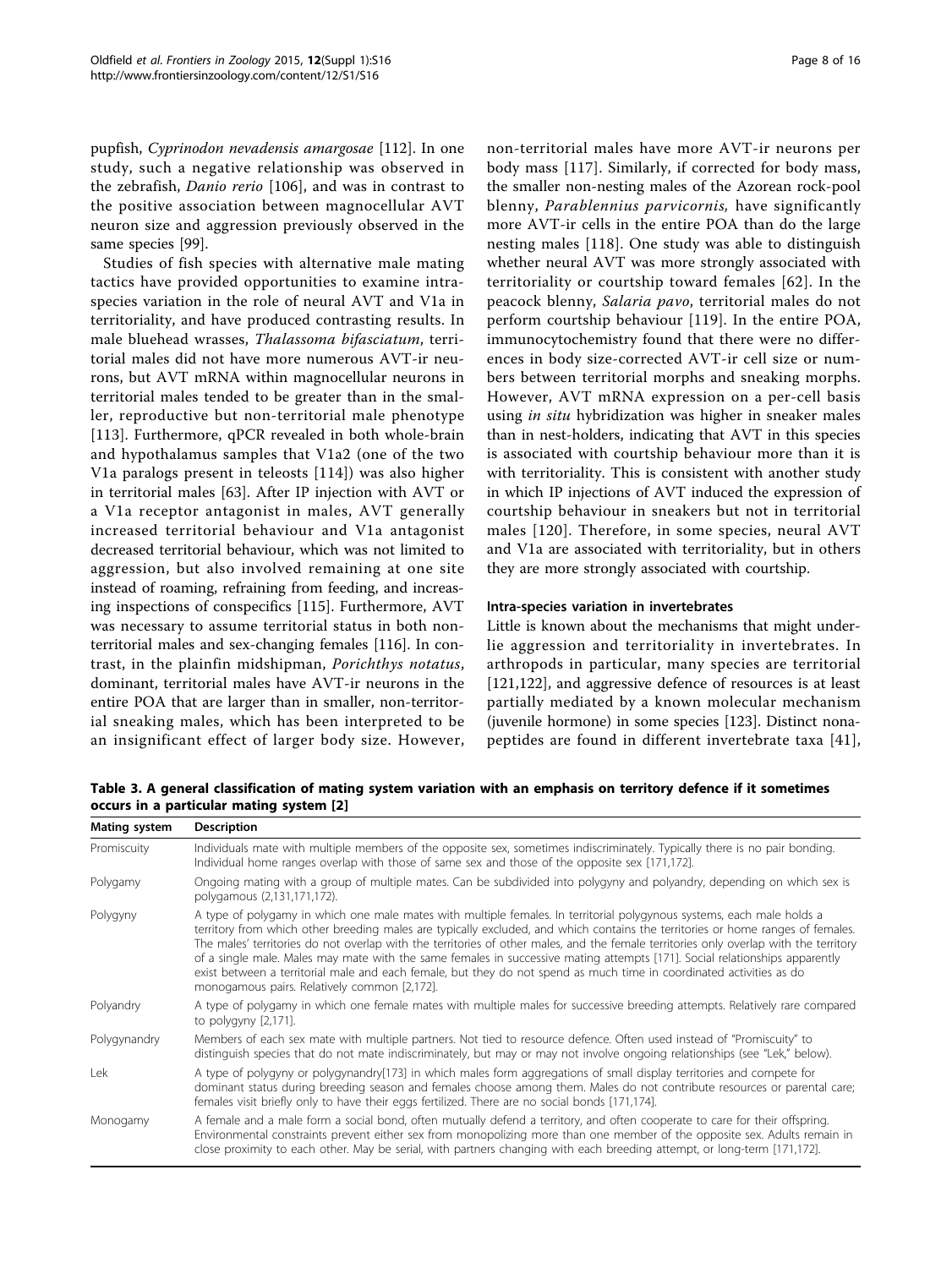pupfish, *Cyprinodon nevadensis amargosae* [112]. In one study, such a negative relationship was observed in the zebrafish, *Danio rerio* [106], and was in contrast to the positive association between magnocellular AVT neuron size and aggression previously observed in the same species [99].

Studies of fish species with alternative male mating tactics have provided opportunities to examine intra-species variation in the role of neural AVT and V1a in territoriality, and have produced contrasting results. In male bluehead wrasses, *Thalassoma bifasciatum*, territorial males did not have more numerous AVT-ir neurons, but AVT mRNA within magnocellular neurons in territorial males tended to be greater than in the smaller, reproductive but non-territorial male phenotype [113]. Furthermore, qPCR revealed in both whole-brain and hypothalamus samples that V1a2 (one of the two V1a paralogs present in teleosts [114]) was also higher in territorial males [63]. After IP injection with AVT or a V1a receptor antagonist in males, AVT generally increased territorial behaviour and V1a antagonist decreased territorial behaviour, which was not limited to aggression, but also involved remaining at one site instead of roaming, refraining from feeding, and increasing inspections of conspecifics [115]. Furthermore, AVT was necessary to assume territorial status in both non-territorial males and sex-changing females [116]. In contrast, in the plainfin midshipman, *Porichthys notatus*, dominant, territorial males have AVT-ir neurons in the entire POA that are larger than in smaller, non-territorial sneaking males, which has been interpreted to be an insignificant effect of larger body size. However, non-territorial males have more AVT-ir neurons per body mass [117]. Similarly, if corrected for body mass, the smaller non-nesting males of the Azorean rock-pool blenny, *Parablennius parvicornis,* have significantly more AVT-ir cells in the entire POA than do the large nesting males [118]. One study was able to distinguish whether neural AVT was more strongly associated with territoriality or courtship toward females [62]. In the peacock blenny, *Salaria pavo*, territorial males do not perform courtship behaviour [119]. In the entire POA, immunocytochemistry found that there were no differences in body size-corrected AVT-ir cell size or numbers between territorial morphs and sneaking morphs. However, AVT mRNA expression on a per-cell basis using *in situ* hybridization was higher in sneaker males than in nest-holders, indicating that AVT in this species is associated with courtship behaviour more than it is with territoriality. This is consistent with another study in which IP injections of AVT induced the expression of courtship behaviour in sneakers but not in territorial males [120]. Therefore, in some species, neural AVT and V1a are associated with territoriality, but in others they are more strongly associated with courtship.

#### Intra-species variation in invertebrates

Little is known about the mechanisms that might underlie aggression and territoriality in invertebrates. In arthropods in particular, many species are territorial [121,122], and aggressive defence of resources is at least partially mediated by a known molecular mechanism (juvenile hormone) in some species [123]. Distinct nonapeptides are found in different invertebrate taxa [41],

**Table 3. A general classification of mating system variation with an emphasis on territory defence if it sometimes occurs in a particular mating system [2]**

| Mating system | Description |
|---|---|
| Promiscuity | Individuals mate with multiple members of the opposite sex, sometimes indiscriminately. Typically there is no pair bonding. Individual home ranges overlap with those of same sex and those of the opposite sex [171,172]. |
| Polygamy | Ongoing mating with a group of multiple mates. Can be subdivided into polygyny and polyandry, depending on which sex is polygamous (2,131,171,172). |
| Polygyny | A type of polygamy in which one male mates with multiple females. In territorial polygynous systems, each male holds a territory from which other breeding males are typically excluded, and which contains the territories or home ranges of females. The males' territories do not overlap with the territories of other males, and the female territories only overlap with the territory of a single male. Males may mate with the same females in successive mating attempts [171]. Social relationships apparently exist between a territorial male and each female, but they do not spend as much time in coordinated activities as do monogamous pairs. Relatively common [2,172]. |
| Polyandry | A type of polygamy in which one female mates with multiple males for successive breeding attempts. Relatively rare compared to polygyny [2,171]. |
| Polygynandry | Members of each sex mate with multiple partners. Not tied to resource defence. Often used instead of "Promiscuity" to distinguish species that do not mate indiscriminately, but may or may not involve ongoing relationships (see "Lek," below). |
| Lek | A type of polygyny or polygynandry[173] in which males form aggregations of small display territories and compete for dominant status during breeding season and females choose among them. Males do not contribute resources or parental care; females visit briefly only to have their eggs fertilized. There are no social bonds [171,174]. |
| Monogamy | A female and a male form a social bond, often mutually defend a territory, and often cooperate to care for their offspring. Environmental constraints prevent either sex from monopolizing more than one member of the opposite sex. Adults remain in close proximity to each other. May be serial, with partners changing with each breeding attempt, or long-term [171,172]. |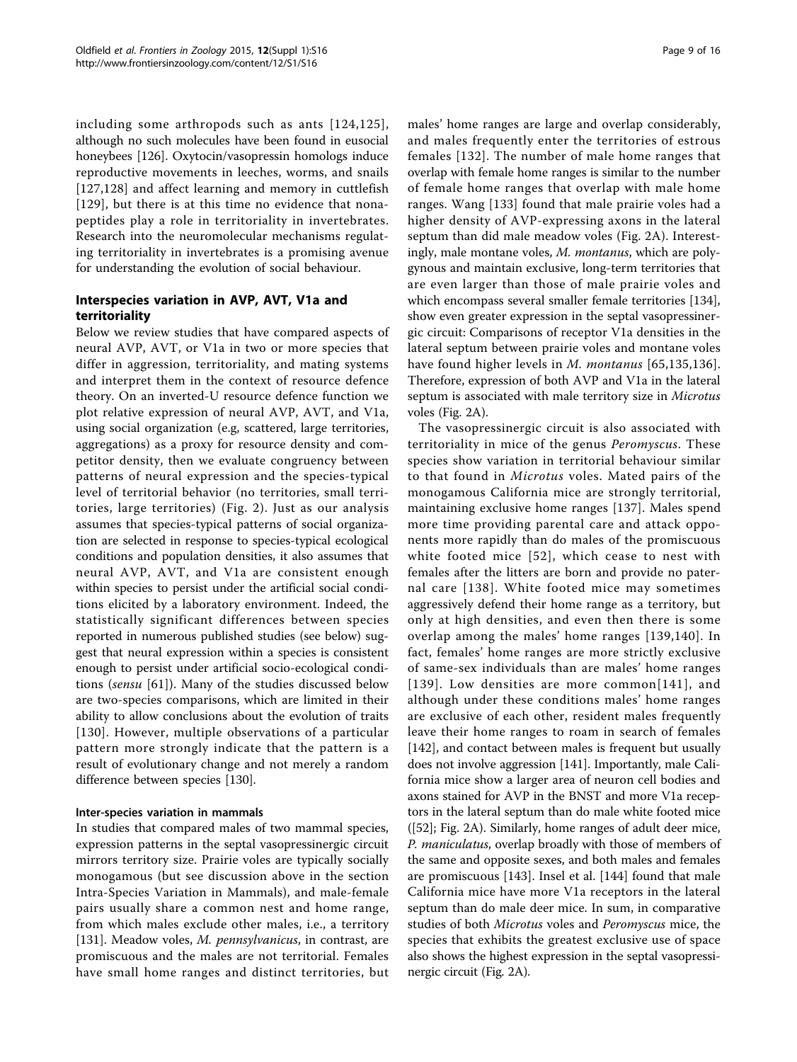including some arthropods such as ants [124,125], although no such molecules have been found in eusocial honeybees [126]. Oxytocin/vasopressin homologs induce reproductive movements in leeches, worms, and snails [127,128] and affect learning and memory in cuttlefish [129], but there is at this time no evidence that nonapeptides play a role in territoriality in invertebrates. Research into the neuromolecular mechanisms regulating territoriality in invertebrates is a promising avenue for understanding the evolution of social behaviour.

## Interspecies variation in AVP, AVT, V1a and territoriality

Below we review studies that have compared aspects of neural AVP, AVT, or V1a in two or more species that differ in aggression, territoriality, and mating systems and interpret them in the context of resource defence theory. On an inverted-U resource defence function we plot relative expression of neural AVP, AVT, and V1a, using social organization (e.g, scattered, large territories, aggregations) as a proxy for resource density and competitor density, then we evaluate congruency between patterns of neural expression and the species-typical level of territorial behavior (no territories, small territories, large territories) (Fig. 2). Just as our analysis assumes that species-typical patterns of social organization are selected in response to species-typical ecological conditions and population densities, it also assumes that neural AVP, AVT, and V1a are consistent enough within species to persist under the artificial social conditions elicited by a laboratory environment. Indeed, the statistically significant differences between species reported in numerous published studies (see below) suggest that neural expression within a species is consistent enough to persist under artificial socio-ecological conditions (*sensu* [61]). Many of the studies discussed below are two-species comparisons, which are limited in their ability to allow conclusions about the evolution of traits [130]. However, multiple observations of a particular pattern more strongly indicate that the pattern is a result of evolutionary change and not merely a random difference between species [130].

### Inter-species variation in mammals

In studies that compared males of two mammal species, expression patterns in the septal vasopressinergic circuit mirrors territory size. Prairie voles are typically socially monogamous (but see discussion above in the section Intra-Species Variation in Mammals), and male-female pairs usually share a common nest and home range, from which males exclude other males, i.e., a territory [131]. Meadow voles, *M. pennsylvanicus*, in contrast, are promiscuous and the males are not territorial. Females have small home ranges and distinct territories, but males' home ranges are large and overlap considerably, and males frequently enter the territories of estrous females [132]. The number of male home ranges that overlap with female home ranges is similar to the number of female home ranges that overlap with male home ranges. Wang [133] found that male prairie voles had a higher density of AVP-expressing axons in the lateral septum than did male meadow voles (Fig. 2A). Interestingly, male montane voles, *M. montanus*, which are polygynous and maintain exclusive, long-term territories that are even larger than those of male prairie voles and which encompass several smaller female territories [134], show even greater expression in the septal vasopressinergic circuit: Comparisons of receptor V1a densities in the lateral septum between prairie voles and montane voles have found higher levels in *M. montanus* [65,135,136]. Therefore, expression of both AVP and V1a in the lateral septum is associated with male territory size in *Microtus* voles (Fig. 2A).

The vasopressinergic circuit is also associated with territoriality in mice of the genus *Peromyscus*. These species show variation in territorial behaviour similar to that found in *Microtus* voles. Mated pairs of the monogamous California mice are strongly territorial, maintaining exclusive home ranges [137]. Males spend more time providing parental care and attack opponents more rapidly than do males of the promiscuous white footed mice [52], which cease to nest with females after the litters are born and provide no paternal care [138]. White footed mice may sometimes aggressively defend their home range as a territory, but only at high densities, and even then there is some overlap among the males' home ranges [139,140]. In fact, females' home ranges are more strictly exclusive of same-sex individuals than are males' home ranges [139]. Low densities are more common[141], and although under these conditions males' home ranges are exclusive of each other, resident males frequently leave their home ranges to roam in search of females [142], and contact between males is frequent but usually does not involve aggression [141]. Importantly, male California mice show a larger area of neuron cell bodies and axons stained for AVP in the BNST and more V1a receptors in the lateral septum than do male white footed mice ([52]; Fig. 2A). Similarly, home ranges of adult deer mice, *P. maniculatus*, overlap broadly with those of members of the same and opposite sexes, and both males and females are promiscuous [143]. Insel et al. [144] found that male California mice have more V1a receptors in the lateral septum than do male deer mice. In sum, in comparative studies of both *Microtus* voles and *Peromyscus* mice, the species that exhibits the greatest exclusive use of space also shows the highest expression in the septal vasopressinergic circuit (Fig. 2A).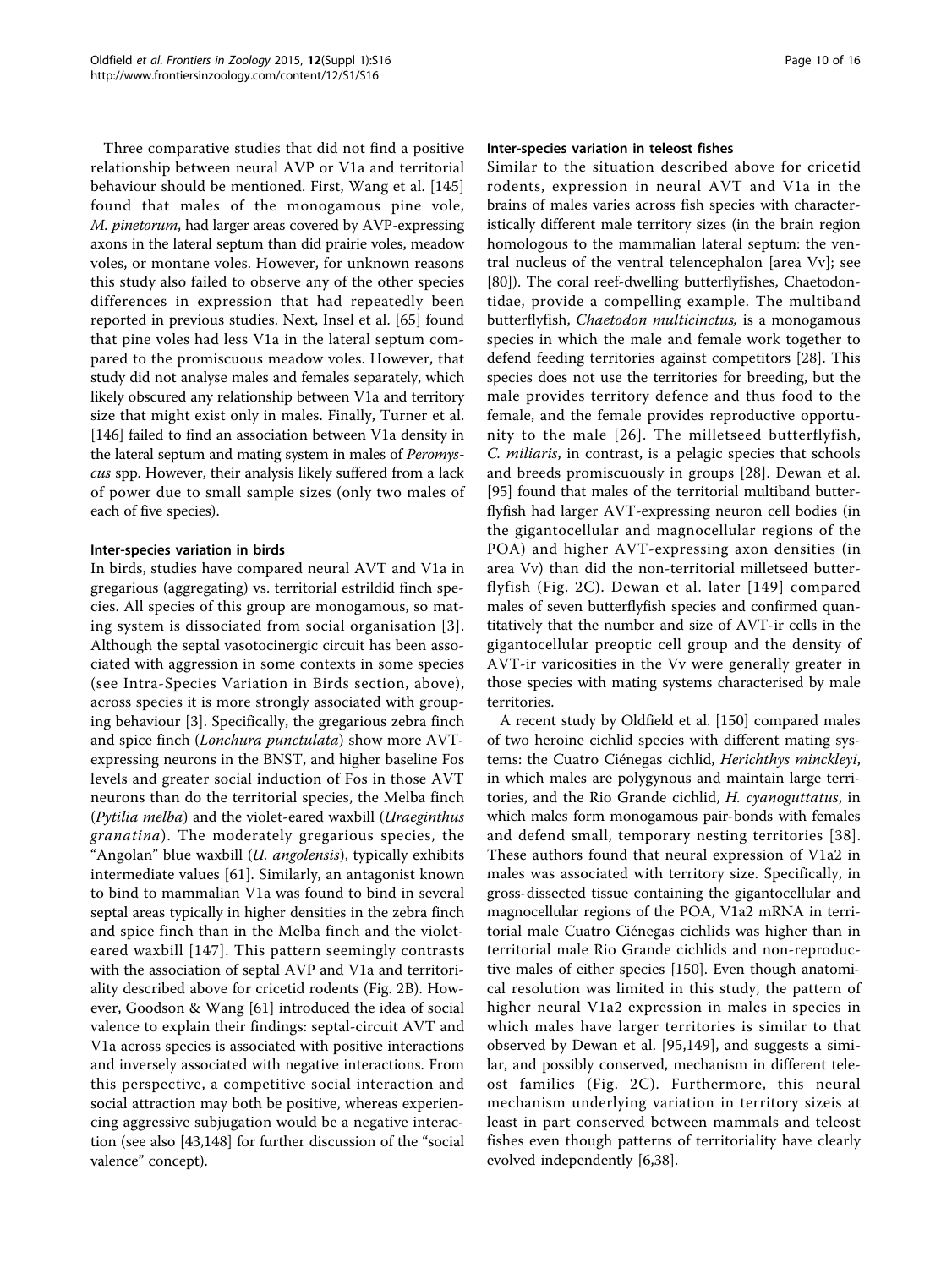Three comparative studies that did not find a positive relationship between neural AVP or V1a and territorial behaviour should be mentioned. First, Wang et al. [145] found that males of the monogamous pine vole, *M. pinetorum*, had larger areas covered by AVP-expressing axons in the lateral septum than did prairie voles, meadow voles, or montane voles. However, for unknown reasons this study also failed to observe any of the other species differences in expression that had repeatedly been reported in previous studies. Next, Insel et al. [65] found that pine voles had less V1a in the lateral septum compared to the promiscuous meadow voles. However, that study did not analyse males and females separately, which likely obscured any relationship between V1a and territory size that might exist only in males. Finally, Turner et al. [146] failed to find an association between V1a density in the lateral septum and mating system in males of *Peromyscus* spp. However, their analysis likely suffered from a lack of power due to small sample sizes (only two males of each of five species).

#### Inter-species variation in birds

In birds, studies have compared neural AVT and V1a in gregarious (aggregating) vs. territorial estrildid finch species. All species of this group are monogamous, so mating system is dissociated from social organisation [3]. Although the septal vasotocinergic circuit has been associated with aggression in some contexts in some species (see Intra-Species Variation in Birds section, above), across species it is more strongly associated with grouping behaviour [3]. Specifically, the gregarious zebra finch and spice finch (*Lonchura punctulata*) show more AVT-expressing neurons in the BNST, and higher baseline Fos levels and greater social induction of Fos in those AVT neurons than do the territorial species, the Melba finch (*Pytilia melba*) and the violet-eared waxbill (*Uraeginthus granatina*). The moderately gregarious species, the "Angolan" blue waxbill (*U. angolensis*), typically exhibits intermediate values [61]. Similarly, an antagonist known to bind to mammalian V1a was found to bind in several septal areas typically in higher densities in the zebra finch and spice finch than in the Melba finch and the violet-eared waxbill [147]. This pattern seemingly contrasts with the association of septal AVP and V1a and territoriality described above for cricetid rodents (Fig. 2B). However, Goodson & Wang [61] introduced the idea of social valence to explain their findings: septal-circuit AVT and V1a across species is associated with positive interactions and inversely associated with negative interactions. From this perspective, a competitive social interaction and social attraction may both be positive, whereas experiencing aggressive subjugation would be a negative interaction (see also [43,148] for further discussion of the "social valence" concept).

#### Inter-species variation in teleost fishes

Similar to the situation described above for cricetid rodents, expression in neural AVT and V1a in the brains of males varies across fish species with characteristically different male territory sizes (in the brain region homologous to the mammalian lateral septum: the ventral nucleus of the ventral telencephalon [area Vv]; see [80]). The coral reef-dwelling butterflyfishes, Chaetodontidae, provide a compelling example. The multiband butterflyfish, *Chaetodon multicinctus*, is a monogamous species in which the male and female work together to defend feeding territories against competitors [28]. This species does not use the territories for breeding, but the male provides territory defence and thus food to the female, and the female provides reproductive opportunity to the male [26]. The milletseed butterflyfish, *C. miliaris*, in contrast, is a pelagic species that schools and breeds promiscuously in groups [28]. Dewan et al. [95] found that males of the territorial multiband butterflyfish had larger AVT-expressing neuron cell bodies (in the gigantocellular and magnocellular regions of the POA) and higher AVT-expressing axon densities (in area Vv) than did the non-territorial milletseed butterflyfish (Fig. 2C). Dewan et al. later [149] compared males of seven butterflyfish species and confirmed quantitatively that the number and size of AVT-ir cells in the gigantocellular preoptic cell group and the density of AVT-ir varicosities in the Vv were generally greater in those species with mating systems characterised by male territories.

A recent study by Oldfield et al. [150] compared males of two heroine cichlid species with different mating systems: the Cuatro Ciénegas cichlid, *Herichthys minckleyi*, in which males are polygynous and maintain large territories, and the Rio Grande cichlid, *H. cyanoguttatus*, in which males form monogamous pair-bonds with females and defend small, temporary nesting territories [38]. These authors found that neural expression of V1a2 in males was associated with territory size. Specifically, in gross-dissected tissue containing the gigantocellular and magnocellular regions of the POA, V1a2 mRNA in territorial male Cuatro Ciénegas cichlids was higher than in territorial male Rio Grande cichlids and non-reproductive males of either species [150]. Even though anatomical resolution was limited in this study, the pattern of higher neural V1a2 expression in males in species in which males have larger territories is similar to that observed by Dewan et al. [95,149], and suggests a similar, and possibly conserved, mechanism in different teleost families (Fig. 2C). Furthermore, this neural mechanism underlying variation in territory sizeis at least in part conserved between mammals and teleost fishes even though patterns of territoriality have clearly evolved independently [6,38].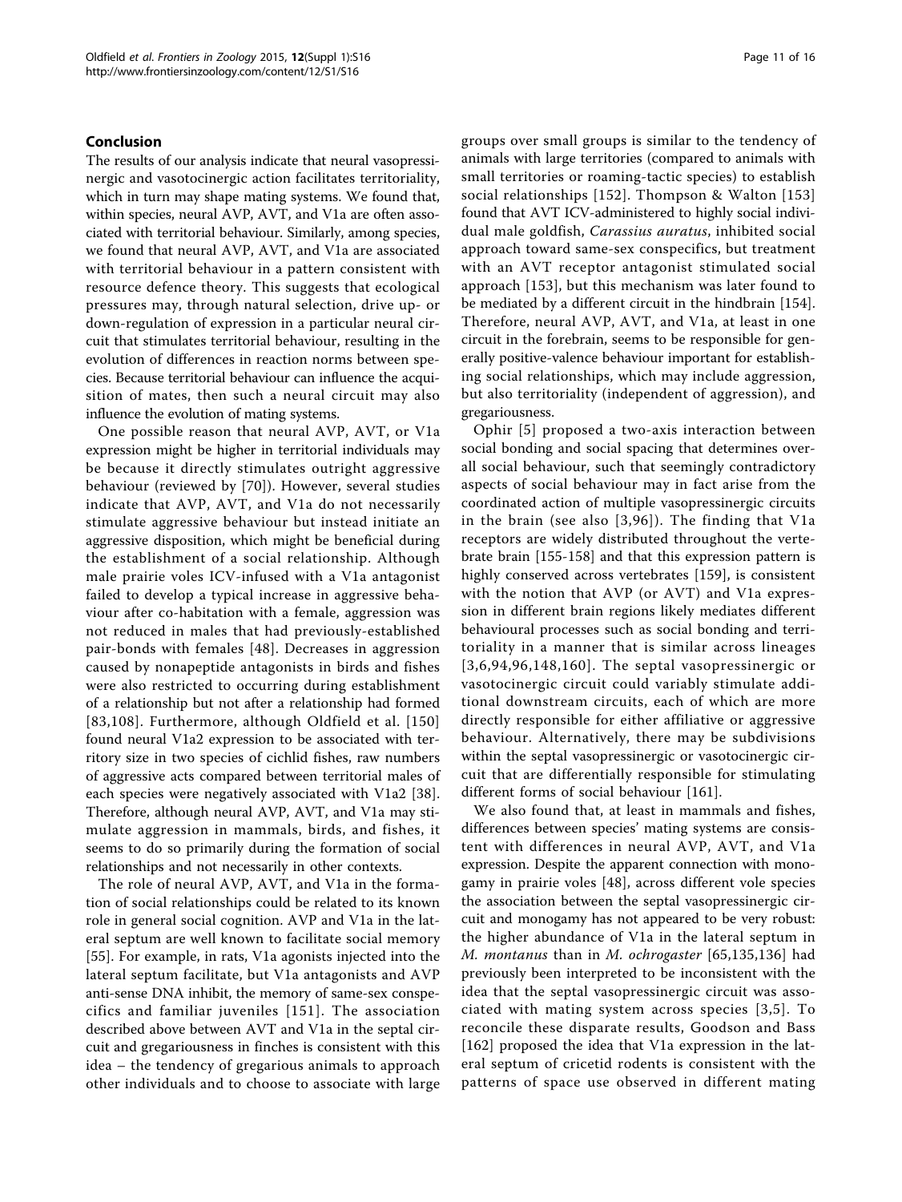## Conclusion

The results of our analysis indicate that neural vasopressinergic and vasotocinergic action facilitates territoriality, which in turn may shape mating systems. We found that, within species, neural AVP, AVT, and V1a are often associated with territorial behaviour. Similarly, among species, we found that neural AVP, AVT, and V1a are associated with territorial behaviour in a pattern consistent with resource defence theory. This suggests that ecological pressures may, through natural selection, drive up- or down-regulation of expression in a particular neural circuit that stimulates territorial behaviour, resulting in the evolution of differences in reaction norms between species. Because territorial behaviour can influence the acquisition of mates, then such a neural circuit may also influence the evolution of mating systems.

One possible reason that neural AVP, AVT, or V1a expression might be higher in territorial individuals may be because it directly stimulates outright aggressive behaviour (reviewed by [70]). However, several studies indicate that AVP, AVT, and V1a do not necessarily stimulate aggressive behaviour but instead initiate an aggressive disposition, which might be beneficial during the establishment of a social relationship. Although male prairie voles ICV-infused with a V1a antagonist failed to develop a typical increase in aggressive behaviour after co-habitation with a female, aggression was not reduced in males that had previously-established pair-bonds with females [48]. Decreases in aggression caused by nonapeptide antagonists in birds and fishes were also restricted to occurring during establishment of a relationship but not after a relationship had formed [83,108]. Furthermore, although Oldfield et al. [150] found neural V1a2 expression to be associated with territory size in two species of cichlid fishes, raw numbers of aggressive acts compared between territorial males of each species were negatively associated with V1a2 [38]. Therefore, although neural AVP, AVT, and V1a may stimulate aggression in mammals, birds, and fishes, it seems to do so primarily during the formation of social relationships and not necessarily in other contexts.

The role of neural AVP, AVT, and V1a in the formation of social relationships could be related to its known role in general social cognition. AVP and V1a in the lateral septum are well known to facilitate social memory [55]. For example, in rats, V1a agonists injected into the lateral septum facilitate, but V1a antagonists and AVP anti-sense DNA inhibit, the memory of same-sex conspecifics and familiar juveniles [151]. The association described above between AVT and V1a in the septal circuit and gregariousness in finches is consistent with this idea – the tendency of gregarious animals to approach other individuals and to choose to associate with large groups over small groups is similar to the tendency of animals with large territories (compared to animals with small territories or roaming-tactic species) to establish social relationships [152]. Thompson & Walton [153] found that AVT ICV-administered to highly social individual male goldfish, *Carassius auratus*, inhibited social approach toward same-sex conspecifics, but treatment with an AVT receptor antagonist stimulated social approach [153], but this mechanism was later found to be mediated by a different circuit in the hindbrain [154]. Therefore, neural AVP, AVT, and V1a, at least in one circuit in the forebrain, seems to be responsible for generally positive-valence behaviour important for establishing social relationships, which may include aggression, but also territoriality (independent of aggression), and gregariousness.

Ophir [5] proposed a two-axis interaction between social bonding and social spacing that determines overall social behaviour, such that seemingly contradictory aspects of social behaviour may in fact arise from the coordinated action of multiple vasopressinergic circuits in the brain (see also [3,96]). The finding that V1a receptors are widely distributed throughout the vertebrate brain [155-158] and that this expression pattern is highly conserved across vertebrates [159], is consistent with the notion that AVP (or AVT) and V1a expression in different brain regions likely mediates different behavioural processes such as social bonding and territoriality in a manner that is similar across lineages [3,6,94,96,148,160]. The septal vasopressinergic or vasotocinergic circuit could variably stimulate additional downstream circuits, each of which are more directly responsible for either affiliative or aggressive behaviour. Alternatively, there may be subdivisions within the septal vasopressinergic or vasotocinergic circuit that are differentially responsible for stimulating different forms of social behaviour [161].

We also found that, at least in mammals and fishes, differences between species' mating systems are consistent with differences in neural AVP, AVT, and V1a expression. Despite the apparent connection with monogamy in prairie voles [48], across different vole species the association between the septal vasopressinergic circuit and monogamy has not appeared to be very robust: the higher abundance of V1a in the lateral septum in *M. montanus* than in *M. ochrogaster* [65,135,136] had previously been interpreted to be inconsistent with the idea that the septal vasopressinergic circuit was associated with mating system across species [3,5]. To reconcile these disparate results, Goodson and Bass [162] proposed the idea that V1a expression in the lateral septum of cricetid rodents is consistent with the patterns of space use observed in different mating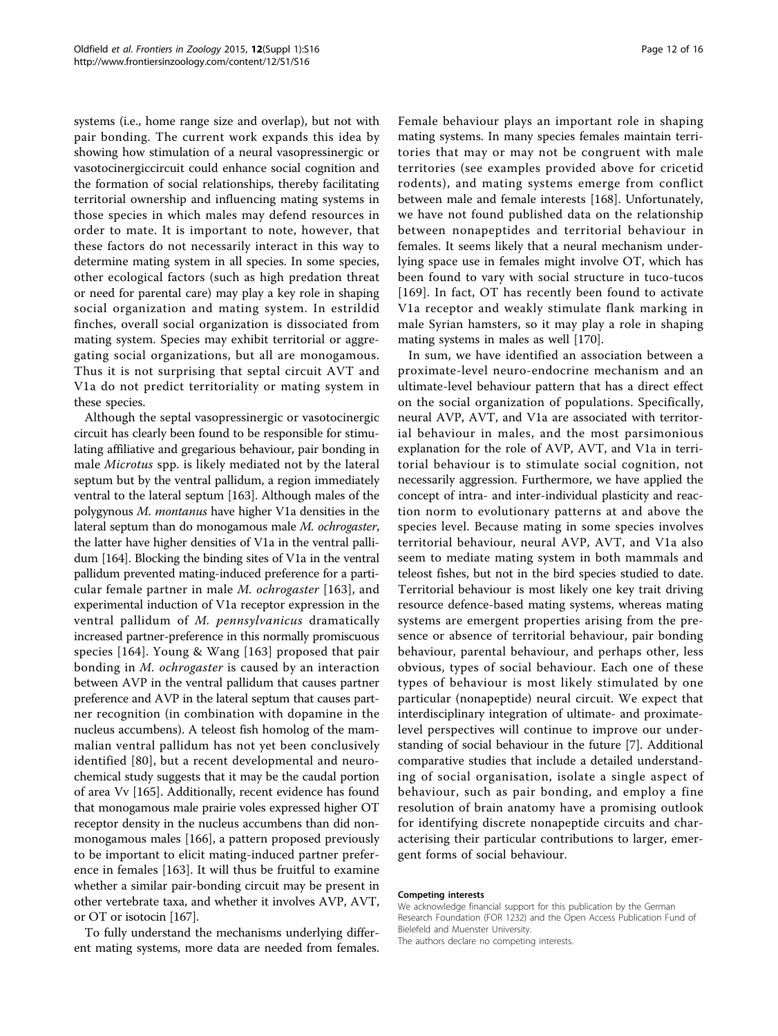systems (i.e., home range size and overlap), but not with pair bonding. The current work expands this idea by showing how stimulation of a neural vasopressinergic or vasotocinergiccircuit could enhance social cognition and the formation of social relationships, thereby facilitating territorial ownership and influencing mating systems in those species in which males may defend resources in order to mate. It is important to note, however, that these factors do not necessarily interact in this way to determine mating system in all species. In some species, other ecological factors (such as high predation threat or need for parental care) may play a key role in shaping social organization and mating system. In estrildid finches, overall social organization is dissociated from mating system. Species may exhibit territorial or aggregating social organizations, but all are monogamous. Thus it is not surprising that septal circuit AVT and V1a do not predict territoriality or mating system in these species.

Although the septal vasopressinergic or vasotocinergic circuit has clearly been found to be responsible for stimulating affiliative and gregarious behaviour, pair bonding in male *Microtus* spp. is likely mediated not by the lateral septum but by the ventral pallidum, a region immediately ventral to the lateral septum [163]. Although males of the polygynous *M. montanus* have higher V1a densities in the lateral septum than do monogamous male *M. ochrogaster*, the latter have higher densities of V1a in the ventral pallidum [164]. Blocking the binding sites of V1a in the ventral pallidum prevented mating-induced preference for a particular female partner in male *M. ochrogaster* [163], and experimental induction of V1a receptor expression in the ventral pallidum of *M. pennsylvanicus* dramatically increased partner-preference in this normally promiscuous species [164]. Young & Wang [163] proposed that pair bonding in *M. ochrogaster* is caused by an interaction between AVP in the ventral pallidum that causes partner preference and AVP in the lateral septum that causes partner recognition (in combination with dopamine in the nucleus accumbens). A teleost fish homolog of the mammalian ventral pallidum has not yet been conclusively identified [80], but a recent developmental and neurochemical study suggests that it may be the caudal portion of area Vv [165]. Additionally, recent evidence has found that monogamous male prairie voles expressed higher OT receptor density in the nucleus accumbens than did non-monogamous males [166], a pattern proposed previously to be important to elicit mating-induced partner preference in females [163]. It will thus be fruitful to examine whether a similar pair-bonding circuit may be present in other vertebrate taxa, and whether it involves AVP, AVT, or OT or isotocin [167].

To fully understand the mechanisms underlying different mating systems, more data are needed from females. Female behaviour plays an important role in shaping mating systems. In many species females maintain territories that may or may not be congruent with male territories (see examples provided above for cricetid rodents), and mating systems emerge from conflict between male and female interests [168]. Unfortunately, we have not found published data on the relationship between nonapeptides and territorial behaviour in females. It seems likely that a neural mechanism underlying space use in females might involve OT, which has been found to vary with social structure in tuco-tucos [169]. In fact, OT has recently been found to activate V1a receptor and weakly stimulate flank marking in male Syrian hamsters, so it may play a role in shaping mating systems in males as well [170].

In sum, we have identified an association between a proximate-level neuro-endocrine mechanism and an ultimate-level behaviour pattern that has a direct effect on the social organization of populations. Specifically, neural AVP, AVT, and V1a are associated with territorial behaviour in males, and the most parsimonious explanation for the role of AVP, AVT, and V1a in territorial behaviour is to stimulate social cognition, not necessarily aggression. Furthermore, we have applied the concept of intra- and inter-individual plasticity and reaction norm to evolutionary patterns at and above the species level. Because mating in some species involves territorial behaviour, neural AVP, AVT, and V1a also seem to mediate mating system in both mammals and teleost fishes, but not in the bird species studied to date. Territorial behaviour is most likely one key trait driving resource defence-based mating systems, whereas mating systems are emergent properties arising from the presence or absence of territorial behaviour, pair bonding behaviour, parental behaviour, and perhaps other, less obvious, types of social behaviour. Each one of these types of behaviour is most likely stimulated by one particular (nonapeptide) neural circuit. We expect that interdisciplinary integration of ultimate- and proximate-level perspectives will continue to improve our understanding of social behaviour in the future [7]. Additional comparative studies that include a detailed understanding of social organisation, isolate a single aspect of behaviour, such as pair bonding, and employ a fine resolution of brain anatomy have a promising outlook for identifying discrete nonapeptide circuits and characterising their particular contributions to larger, emergent forms of social behaviour.

#### Competing interests

We acknowledge financial support for this publication by the German Research Foundation (FOR 1232) and the Open Access Publication Fund of Bielefeld and Muenster University.
The authors declare no competing interests.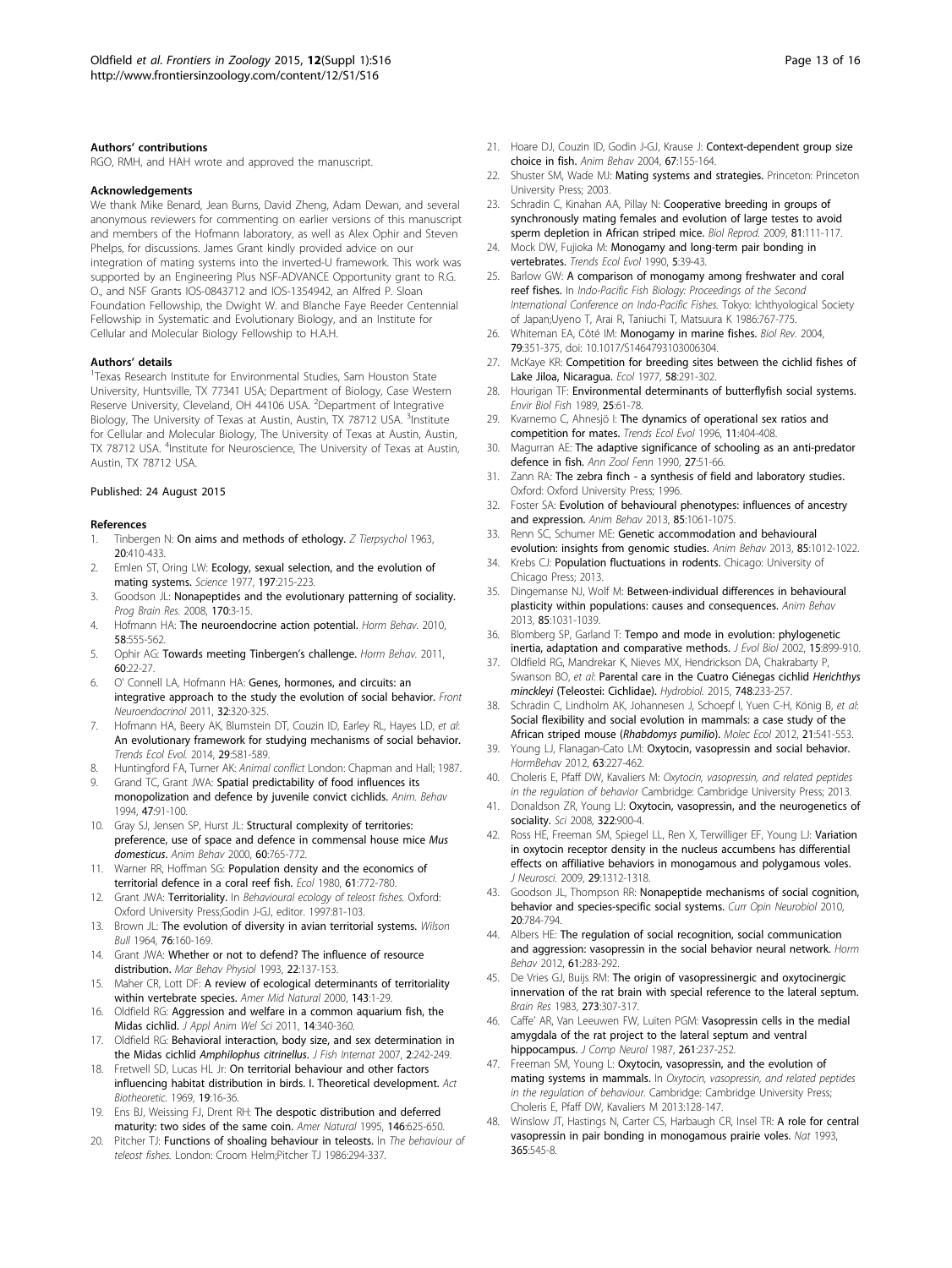### Authors' contributions

RGO, RMH, and HAH wrote and approved the manuscript.

### Acknowledgements

We thank Mike Benard, Jean Burns, David Zheng, Adam Dewan, and several anonymous reviewers for commenting on earlier versions of this manuscript and members of the Hofmann laboratory, as well as Alex Ophir and Steven Phelps, for discussions. James Grant kindly provided advice on our integration of mating systems into the inverted-U framework. This work was supported by an Engineering Plus NSF-ADVANCE Opportunity grant to R.G. O., and NSF Grants IOS-0843712 and IOS-1354942, an Alfred P. Sloan Foundation Fellowship, the Dwight W. and Blanche Faye Reeder Centennial Fellowship in Systematic and Evolutionary Biology, and an Institute for Cellular and Molecular Biology Fellowship to H.A.H.

### Authors' details

[1]Texas Research Institute for Environmental Studies, Sam Houston State University, Huntsville, TX 77341 USA; Department of Biology, Case Western Reserve University, Cleveland, OH 44106 USA. [2]Department of Integrative Biology, The University of Texas at Austin, Austin, TX 78712 USA. [3]Institute for Cellular and Molecular Biology, The University of Texas at Austin, Austin, TX 78712 USA. [4]Institute for Neuroscience, The University of Texas at Austin, Austin, TX 78712 USA.

Published: 24 August 2015

### References

1. Tinbergen N: **On aims and methods of ethology.** *Z Tierpsychol* 1963, **20**:410-433.
2. Emlen ST, Oring LW: **Ecology, sexual selection, and the evolution of mating systems.** *Science* 1977, **197**:215-223.
3. Goodson JL: **Nonapeptides and the evolutionary patterning of sociality.** *Prog Brain Res.* 2008, **170**:3-15.
4. Hofmann HA: **The neuroendocrine action potential.** *Horm Behav.* 2010, **58**:555-562.
5. Ophir AG: **Towards meeting Tinbergen's challenge.** *Horm Behav.* 2011, **60**:22-27.
6. O' Connell LA, Hofmann HA: **Genes, hormones, and circuits: an integrative approach to the study the evolution of social behavior.** *Front Neuroendocrinol* 2011, **32**:320-325.
7. Hofmann HA, Beery AK, Blumstein DT, Couzin ID, Earley RL, Hayes LD, *et al*: **An evolutionary framework for studying mechanisms of social behavior.** *Trends Ecol Evol.* 2014, **29**:581-589.
8. Huntingford FA, Turner AK: *Animal conflict* London: Chapman and Hall; 1987.
9. Grand TC, Grant JWA: **Spatial predictability of food influences its monopolization and defence by juvenile convict cichlids.** *Anim. Behav* 1994, **47**:91-100.
10. Gray SJ, Jensen SP, Hurst JL: **Structural complexity of territories: preference, use of space and defence in commensal house mice *Mus domesticus*.** *Anim Behav* 2000, **60**:765-772.
11. Warner RR, Hoffman SG: **Population density and the economics of territorial defence in a coral reef fish.** *Ecol* 1980, **61**:772-780.
12. Grant JWA: **Territoriality.** In *Behavioural ecology of teleost fishes.* Oxford: Oxford University Press;Godin J-GJ, editor. 1997:81-103.
13. Brown JL: **The evolution of diversity in avian territorial systems.** *Wilson Bull* 1964, **76**:160-169.
14. Grant JWA: **Whether or not to defend? The influence of resource distribution.** *Mar Behav Physiol* 1993, **22**:137-153.
15. Maher CR, Lott DF: **A review of ecological determinants of territoriality within vertebrate species.** *Amer Mid Natural* 2000, **143**:1-29.
16. Oldfield RG: **Aggression and welfare in a common aquarium fish, the Midas cichlid.** *J Appl Anim Wel Sci* 2011, **14**:340-360.
17. Oldfield RG: **Behavioral interaction, body size, and sex determination in the Midas cichlid *Amphilophus citrinellus*.** *J Fish Internat* 2007, **2**:242-249.
18. Fretwell SD, Lucas HL Jr: **On territorial behaviour and other factors influencing habitat distribution in birds. I. Theoretical development.** *Act Biotheoretic.* 1969, **19**:16-36.
19. Ens BJ, Weissing FJ, Drent RH: **The despotic distribution and deferred maturity: two sides of the same coin.** *Amer Natural* 1995, **146**:625-650.
20. Pitcher TJ: **Functions of shoaling behaviour in teleosts.** In *The behaviour of teleost fishes.* London: Croom Helm;Pitcher TJ 1986:294-337.
21. Hoare DJ, Couzin ID, Godin J-GJ, Krause J: **Context-dependent group size choice in fish.** *Anim Behav* 2004, **67**:155-164.
22. Shuster SM, Wade MJ: **Mating systems and strategies.** Princeton: Princeton University Press; 2003.
23. Schradin C, Kinahan AA, Pillay N: **Cooperative breeding in groups of synchronously mating females and evolution of large testes to avoid sperm depletion in African striped mice.** *Biol Reprod.* 2009, **81**:111-117.
24. Mock DW, Fujioka M: **Monogamy and long-term pair bonding in vertebrates.** *Trends Ecol Evol* 1990, **5**:39-43.
25. Barlow GW: **A comparison of monogamy among freshwater and coral reef fishes.** In *Indo-Pacific Fish Biology: Proceedings of the Second International Conference on Indo-Pacific Fishes.* Tokyo: Ichthyological Society of Japan;Uyeno T, Arai R, Taniuchi T, Matsuura K 1986:767-775.
26. Whiteman EA, Côté IM: **Monogamy in marine fishes.** *Biol Rev.* 2004, **79**:351-375, doi: 10.1017/S1464793103006304.
27. McKaye KR: **Competition for breeding sites between the cichlid fishes of Lake Jiloa, Nicaragua.** *Ecol* 1977, **58**:291-302.
28. Hourigan TF: **Environmental determinants of butterflyfish social systems.** *Envir Biol Fish* 1989, **25**:61-78.
29. Kvarnemo C, Ahnesjö I: **The dynamics of operational sex ratios and competition for mates.** *Trends Ecol Evol* 1996, **11**:404-408.
30. Magurran AE: **The adaptive significance of schooling as an anti-predator defence in fish.** *Ann Zool Fenn* 1990, **27**:51-66.
31. Zann RA: **The zebra finch - a synthesis of field and laboratory studies.** Oxford: Oxford University Press; 1996.
32. Foster SA: **Evolution of behavioural phenotypes: influences of ancestry and expression.** *Anim Behav* 2013, **85**:1061-1075.
33. Renn SC, Schumer ME: **Genetic accommodation and behavioural evolution: insights from genomic studies.** *Anim Behav* 2013, **85**:1012-1022.
34. Krebs CJ: **Population fluctuations in rodents.** Chicago: University of Chicago Press; 2013.
35. Dingemanse NJ, Wolf M: **Between-individual differences in behavioural plasticity within populations: causes and consequences.** *Anim Behav* 2013, **85**:1031-1039.
36. Blomberg SP, Garland T: **Tempo and mode in evolution: phylogenetic inertia, adaptation and comparative methods.** *J Evol Biol* 2002, **15**:899-910.
37. Oldfield RG, Mandrekar K, Nieves MX, Hendrickson DA, Chakrabarty P, Swanson BO, *et al*: **Parental care in the Cuatro Ciénegas cichlid *Herichthys minckleyi* (Teleostei: Cichlidae).** *Hydrobiol.* 2015, **748**:233-257.
38. Schradin C, Lindholm AK, Johannesen J, Schoepf I, Yuen C-H, König B, *et al*: **Social flexibility and social evolution in mammals: a case study of the African striped mouse (*Rhabdomys pumilio*).** *Molec Ecol* 2012, **21**:541-553.
39. Young LJ, Flanagan-Cato LM: **Oxytocin, vasopressin and social behavior.** *HormBehav* 2012, **63**:227-462.
40. Choleris E, Pfaff DW, Kavaliers M: *Oxytocin, vasopressin, and related peptides in the regulation of behavior* Cambridge: Cambridge University Press; 2013.
41. Donaldson ZR, Young LJ: **Oxytocin, vasopressin, and the neurogenetics of sociality.** *Sci* 2008, **322**:900-4.
42. Ross HE, Freeman SM, Spiegel LL, Ren X, Terwilliger EF, Young LJ: **Variation in oxytocin receptor density in the nucleus accumbens has differential effects on affiliative behaviors in monogamous and polygamous voles.** *J Neurosci.* 2009, **29**:1312-1318.
43. Goodson JL, Thompson RR: **Nonapeptide mechanisms of social cognition, behavior and species-specific social systems.** *Curr Opin Neurobiol* 2010, **20**:784-794.
44. Albers HE: **The regulation of social recognition, social communication and aggression: vasopressin in the social behavior neural network.** *Horm Behav* 2012, **61**:283-292.
45. De Vries GJ, Buijs RM: **The origin of vasopressinergic and oxytocinergic innervation of the rat brain with special reference to the lateral septum.** *Brain Res* 1983, **273**:307-317.
46. Caffe' AR, Van Leeuwen FW, Luiten PGM: **Vasopressin cells in the medial amygdala of the rat project to the lateral septum and ventral hippocampus.** *J Comp Neurol* 1987, **261**:237-252.
47. Freeman SM, Young L: **Oxytocin, vasopressin, and the evolution of mating systems in mammals.** In *Oxytocin, vasopressin, and related peptides in the regulation of behaviour.* Cambridge: Cambridge University Press; Choleris E, Pfaff DW, Kavaliers M 2013:128-147.
48. Winslow JT, Hastings N, Carter CS, Harbaugh CR, Insel TR: **A role for central vasopressin in pair bonding in monogamous prairie voles.** *Nat* 1993, **365**:545-8.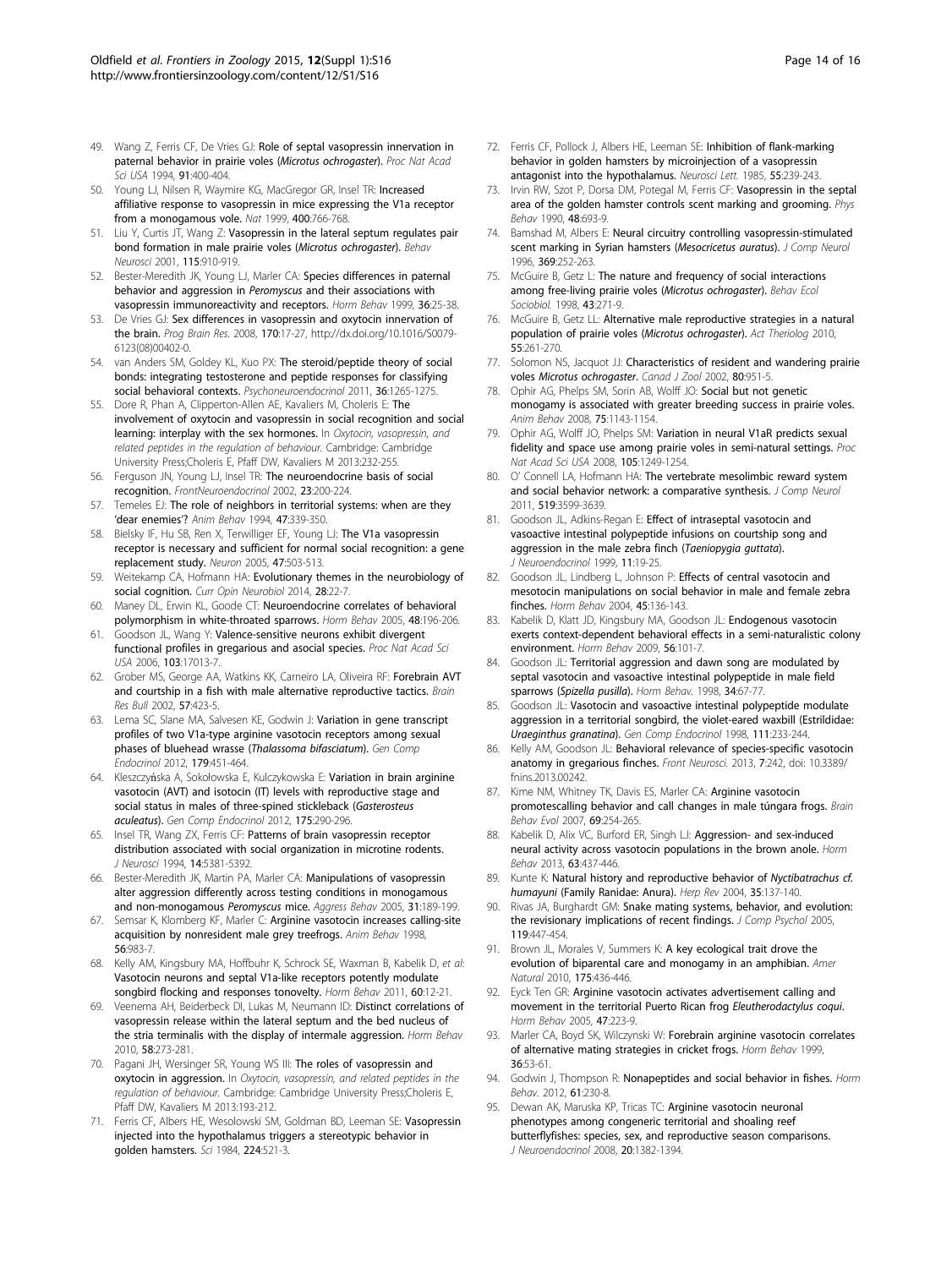49. Wang Z, Ferris CF, De Vries GJ: Role of septal vasopressin innervation in paternal behavior in prairie voles (*Microtus ochrogaster*). *Proc Nat Acad Sci USA* 1994, **91**:400-404.
50. Young LJ, Nilsen R, Waymire KG, MacGregor GR, Insel TR: Increased affiliative response to vasopressin in mice expressing the V1a receptor from a monogamous vole. *Nat* 1999, **400**:766-768.
51. Liu Y, Curtis JT, Wang Z: Vasopressin in the lateral septum regulates pair bond formation in male prairie voles (*Microtus ochrogaster*). *Behav Neurosci* 2001, **115**:910-919.
52. Bester-Meredith JK, Young LJ, Marler CA: Species differences in paternal behavior and aggression in *Peromyscus* and their associations with vasopressin immunoreactivity and receptors. *Horm Behav* 1999, **36**:25-38.
53. De Vries GJ: Sex differences in vasopressin and oxytocin innervation of the brain. *Prog Brain Res.* 2008, **170**:17-27, http://dx.doi.org/10.1016/S0079-6123(08)00402-0.
54. van Anders SM, Goldey KL, Kuo PX: The steroid/peptide theory of social bonds: integrating testosterone and peptide responses for classifying social behavioral contexts. *Psychoneuroendocrinol* 2011, **36**:1265-1275.
55. Dore R, Phan A, Clipperton-Allen AE, Kavaliers M, Choleris E: The involvement of oxytocin and vasopressin in social recognition and social learning: interplay with the sex hormones. In *Oxytocin, vasopressin, and related peptides in the regulation of behaviour.* Cambridge: Cambridge University Press;Choleris E, Pfaff DW, Kavaliers M 2013:232-255.
56. Ferguson JN, Young LJ, Insel TR: The neuroendocrine basis of social recognition. *FrontNeuroendocrinol* 2002, **23**:200-224.
57. Temeles EJ: The role of neighbors in territorial systems: when are they 'dear enemies'? *Anim Behav* 1994, **47**:339-350.
58. Bielsky IF, Hu SB, Ren X, Terwilliger EF, Young LJ: The V1a vasopressin receptor is necessary and sufficient for normal social recognition: a gene replacement study. *Neuron* 2005, **47**:503-513.
59. Weitekamp CA, Hofmann HA: Evolutionary themes in the neurobiology of social cognition. *Curr Opin Neurobiol* 2014, **28**:22-7.
60. Maney DL, Erwin KL, Goode CT: Neuroendocrine correlates of behavioral polymorphism in white-throated sparrows. *Horm Behav* 2005, **48**:196-206.
61. Goodson JL, Wang Y: Valence-sensitive neurons exhibit divergent functional profiles in gregarious and asocial species. *Proc Nat Acad Sci USA* 2006, **103**:17013-7.
62. Grober MS, George AA, Watkins KK, Carneiro LA, Oliveira RF: Forebrain AVT and courtship in a fish with male alternative reproductive tactics. *Brain Res Bull* 2002, **57**:423-5.
63. Lema SC, Slane MA, Salvesen KE, Godwin J: Variation in gene transcript profiles of two V1a-type arginine vasotocin receptors among sexual phases of bluehead wrasse (*Thalassoma bifasciatum*). *Gen Comp Endocrinol* 2012, **179**:451-464.
64. Kleszczyńska A, Sokołowska E, Kulczykowska E: Variation in brain arginine vasotocin (AVT) and isotocin (IT) levels with reproductive stage and social status in males of three-spined stickleback (*Gasterosteus aculeatus*). *Gen Comp Endocrinol* 2012, **175**:290-296.
65. Insel TR, Wang ZX, Ferris CF: Patterns of brain vasopressin receptor distribution associated with social organization in microtine rodents. *J Neurosci* 1994, **14**:5381-5392.
66. Bester-Meredith JK, Martin PA, Marler CA: Manipulations of vasopressin alter aggression differently across testing conditions in monogamous and non-monogamous *Peromyscus* mice. *Aggress Behav* 2005, **31**:189-199.
67. Semsar K, Klomberg KF, Marler C: Arginine vasotocin increases calling-site acquisition by nonresident male grey treefrogs. *Anim Behav* 1998, **56**:983-7.
68. Kelly AM, Kingsbury MA, Hoffbuhr K, Schrock SE, Waxman B, Kabelik D, *et al*: Vasotocin neurons and septal V1a-like receptors potently modulate songbird flocking and responses tonovelty. *Horm Behav* 2011, **60**:12-21.
69. Veenema AH, Beiderbeck DI, Lukas M, Neumann ID: Distinct correlations of vasopressin release within the lateral septum and the bed nucleus of the stria terminalis with the display of intermale aggression. *Horm Behav* 2010, **58**:273-281.
70. Pagani JH, Wersinger SR, Young WS III: The roles of vasopressin and oxytocin in aggression. In *Oxytocin, vasopressin, and related peptides in the regulation of behaviour.* Cambridge: Cambridge University Press;Choleris E, Pfaff DW, Kavaliers M 2013:193-212.
71. Ferris CF, Albers HE, Wesolowski SM, Goldman BD, Leeman SE: Vasopressin injected into the hypothalamus triggers a stereotypic behavior in golden hamsters. *Sci* 1984, **224**:521-3.
72. Ferris CF, Pollock J, Albers HE, Leeman SE: Inhibition of flank-marking behavior in golden hamsters by microinjection of a vasopressin antagonist into the hypothalamus. *Neurosci Lett.* 1985, **55**:239-243.
73. Irvin RW, Szot P, Dorsa DM, Potegal M, Ferris CF: Vasopressin in the septal area of the golden hamster controls scent marking and grooming. *Phys Behav* 1990, **48**:693-9.
74. Bamshad M, Albers E: Neural circuitry controlling vasopressin-stimulated scent marking in Syrian hamsters (*Mesocricetus auratus*). *J Comp Neurol* 1996, **369**:252-263.
75. McGuire B, Getz L: The nature and frequency of social interactions among free-living prairie voles (*Microtus ochrogaster*). *Behav Ecol Sociobiol.* 1998, **43**:271-9.
76. McGuire B, Getz LL: Alternative male reproductive strategies in a natural population of prairie voles (*Microtus ochrogaster*). *Act Theriolog* 2010, **55**:261-270.
77. Solomon NS, Jacquot JJ: Characteristics of resident and wandering prairie voles *Microtus ochrogaster*. *Canad J Zool* 2002, **80**:951-5.
78. Ophir AG, Phelps SM, Sorin AB, Wolff JO: Social but not genetic monogamy is associated with greater breeding success in prairie voles. *Anim Behav* 2008, **75**:1143-1154.
79. Ophir AG, Wolff JO, Phelps SM: Variation in neural V1aR predicts sexual fidelity and space use among prairie voles in semi-natural settings. *Proc Nat Acad Sci USA* 2008, **105**:1249-1254.
80. O' Connell LA, Hofmann HA: The vertebrate mesolimbic reward system and social behavior network: a comparative synthesis. *J Comp Neurol* 2011, **519**:3599-3639.
81. Goodson JL, Adkins-Regan E: Effect of intraseptal vasotocin and vasoactive intestinal polypeptide infusions on courtship song and aggression in the male zebra finch (*Taeniopygia guttata*). *J Neuroendocrinol* 1999, **11**:19-25.
82. Goodson JL, Lindberg L, Johnson P: Effects of central vasotocin and mesotocin manipulations on social behavior in male and female zebra finches. *Horm Behav* 2004, **45**:136-143.
83. Kabelik D, Klatt JD, Kingsbury MA, Goodson JL: Endogenous vasotocin exerts context-dependent behavioral effects in a semi-naturalistic colony environment. *Horm Behav* 2009, **56**:101-7.
84. Goodson JL: Territorial aggression and dawn song are modulated by septal vasotocin and vasoactive intestinal polypeptide in male field sparrows (*Spizella pusilla*). *Horm Behav.* 1998, **34**:67-77.
85. Goodson JL: Vasotocin and vasoactive intestinal polypeptide modulate aggression in a territorial songbird, the violet-eared waxbill (Estrildidae: *Uraeginthus granatina*). *Gen Comp Endocrinol* 1998, **111**:233-244.
86. Kelly AM, Goodson JL: Behavioral relevance of species-specific vasotocin anatomy in gregarious finches. *Front Neurosci.* 2013, **7**:242, doi: 10.3389/fnins.2013.00242.
87. Kime NM, Whitney TK, Davis ES, Marler CA: Arginine vasotocin promotescalling behavior and call changes in male túngara frogs. *Brain Behav Evol* 2007, **69**:254-265.
88. Kabelik D, Alix VC, Burford ER, Singh LJ: Aggression- and sex-induced neural activity across vasotocin populations in the brown anole. *Horm Behav* 2013, **63**:437-446.
89. Kunte K: Natural history and reproductive behavior of *Nyctibatrachus cf. humayuni* (Family Ranidae: Anura). *Herp Rev* 2004, **35**:137-140.
90. Rivas JA, Burghardt GM: Snake mating systems, behavior, and evolution: the revisionary implications of recent findings. *J Comp Psychol* 2005, **119**:447-454.
91. Brown JL, Morales V, Summers K: A key ecological trait drove the evolution of biparental care and monogamy in an amphibian. *Amer Natural* 2010, **175**:436-446.
92. Eyck Ten GR: Arginine vasotocin activates advertisement calling and movement in the territorial Puerto Rican frog *Eleutherodactylus coqui*. *Horm Behav* 2005, **47**:223-9.
93. Marler CA, Boyd SK, Wilczynski W: Forebrain arginine vasotocin correlates of alternative mating strategies in cricket frogs. *Horm Behav* 1999, **36**:53-61.
94. Godwin J, Thompson R: Nonapeptides and social behavior in fishes. *Horm Behav.* 2012, **61**:230-8.
95. Dewan AK, Maruska KP, Tricas TC: Arginine vasotocin neuronal phenotypes among congeneric territorial and shoaling reef butterflyfishes: species, sex, and reproductive season comparisons. *J Neuroendocrinol* 2008, **20**:1382-1394.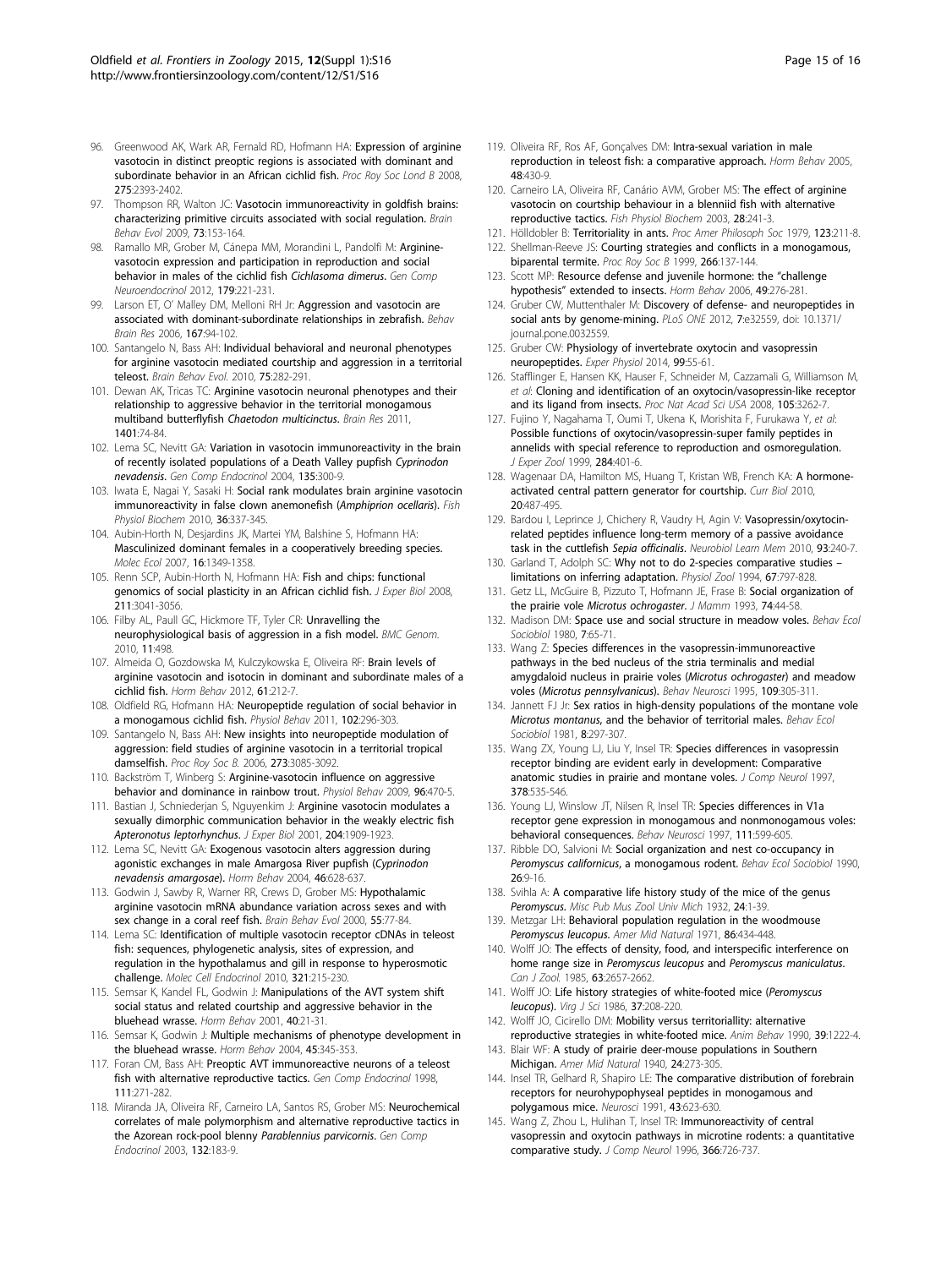96. Greenwood AK, Wark AR, Fernald RD, Hofmann HA: **Expression of arginine vasotocin in distinct preoptic regions is associated with dominant and subordinate behavior in an African cichlid fish.** *Proc Roy Soc Lond B* 2008, **275**:2393-2402.
97. Thompson RR, Walton JC: **Vasotocin immunoreactivity in goldfish brains: characterizing primitive circuits associated with social regulation.** *Brain Behav Evol* 2009, **73**:153-164.
98. Ramallo MR, Grober M, Cánepa MM, Morandini L, Pandolfi M: **Arginine-vasotocin expression and participation in reproduction and social behavior in males of the cichlid fish *Cichlasoma dimerus*.** *Gen Comp Neuroendocrinol* 2012, **179**:221-231.
99. Larson ET, O' Malley DM, Melloni RH Jr: **Aggression and vasotocin are associated with dominant-subordinate relationships in zebrafish.** *Behav Brain Res* 2006, **167**:94-102.
100. Santangelo N, Bass AH: **Individual behavioral and neuronal phenotypes for arginine vasotocin mediated courtship and aggression in a territorial teleost.** *Brain Behav Evol.* 2010, **75**:282-291.
101. Dewan AK, Tricas TC: **Arginine vasotocin neuronal phenotypes and their relationship to aggressive behavior in the territorial monogamous multiband butterflyfish *Chaetodon multicinctus*.** *Brain Res* 2011, **1401**:74-84.
102. Lema SC, Nevitt GA: **Variation in vasotocin immunoreactivity in the brain of recently isolated populations of a Death Valley pupfish *Cyprinodon nevadensis*.** *Gen Comp Endocrinol* 2004, **135**:300-9.
103. Iwata E, Nagai Y, Sasaki H: **Social rank modulates brain arginine vasotocin immunoreactivity in false clown anemonefish (*Amphiprion ocellaris*).** *Fish Physiol Biochem* 2010, **36**:337-345.
104. Aubin-Horth N, Desjardins JK, Martei YM, Balshine S, Hofmann HA: **Masculinized dominant females in a cooperatively breeding species.** *Molec Ecol* 2007, **16**:1349-1358.
105. Renn SCP, Aubin-Horth N, Hofmann HA: **Fish and chips: functional genomics of social plasticity in an African cichlid fish.** *J Exper Biol* 2008, **211**:3041-3056.
106. Filby AL, Paull GC, Hickmore TF, Tyler CR: **Unravelling the neurophysiological basis of aggression in a fish model.** *BMC Genom.* 2010, **11**:498.
107. Almeida O, Gozdowska M, Kulczykowska E, Oliveira RF: **Brain levels of arginine vasotocin and isotocin in dominant and subordinate males of a cichlid fish.** *Horm Behav* 2012, **61**:212-7.
108. Oldfield RG, Hofmann HA: **Neuropeptide regulation of social behavior in a monogamous cichlid fish.** *Physiol Behav* 2011, **102**:296-303.
109. Santangelo N, Bass AH: **New insights into neuropeptide modulation of aggression: field studies of arginine vasotocin in a territorial tropical damselfish.** *Proc Roy Soc B.* 2006, **273**:3085-3092.
110. Backström T, Winberg S: **Arginine-vasotocin influence on aggressive behavior and dominance in rainbow trout.** *Physiol Behav* 2009, **96**:470-5.
111. Bastian J, Schniederjan S, Nguyenkim J: **Arginine vasotocin modulates a sexually dimorphic communication behavior in the weakly electric fish *Apteronotus leptorhynchus*.** *J Exper Biol* 2001, **204**:1909-1923.
112. Lema SC, Nevitt GA: **Exogenous vasotocin alters aggression during agonistic exchanges in male Amargosa River pupfish (*Cyprinodon nevadensis amargosae*).** *Horm Behav* 2004, **46**:628-637.
113. Godwin J, Sawby R, Warner RR, Crews D, Grober MS: **Hypothalamic arginine vasotocin mRNA abundance variation across sexes and with sex change in a coral reef fish.** *Brain Behav Evol* 2000, **55**:77-84.
114. Lema SC: **Identification of multiple vasotocin receptor cDNAs in teleost fish: sequences, phylogenetic analysis, sites of expression, and regulation in the hypothalamus and gill in response to hyperosmotic challenge.** *Molec Cell Endocrinol* 2010, **321**:215-230.
115. Semsar K, Kandel FL, Godwin J: **Manipulations of the AVT system shift social status and related courtship and aggressive behavior in the bluehead wrasse.** *Horm Behav* 2001, **40**:21-31.
116. Semsar K, Godwin J: **Multiple mechanisms of phenotype development in the bluehead wrasse.** *Horm Behav* 2004, **45**:345-353.
117. Foran CM, Bass AH: **Preoptic AVT immunoreactive neurons of a teleost fish with alternative reproductive tactics.** *Gen Comp Endocrinol* 1998, **111**:271-282.
118. Miranda JA, Oliveira RF, Carneiro LA, Santos RS, Grober MS: **Neurochemical correlates of male polymorphism and alternative reproductive tactics in the Azorean rock-pool blenny *Parablennius parvicornis*.** *Gen Comp Endocrinol* 2003, **132**:183-9.
119. Oliveira RF, Ros AF, Gonçalves DM: **Intra-sexual variation in male reproduction in teleost fish: a comparative approach.** *Horm Behav* 2005, **48**:430-9.
120. Carneiro LA, Oliveira RF, Canário AVM, Grober MS: **The effect of arginine vasotocin on courtship behaviour in a blenniid fish with alternative reproductive tactics.** *Fish Physiol Biochem* 2003, **28**:241-3.
121. Hölldobler B: **Territoriality in ants.** *Proc Amer Philosoph Soc* 1979, **123**:211-8.
122. Shellman-Reeve JS: **Courting strategies and conflicts in a monogamous, biparental termite.** *Proc Roy Soc B* 1999, **266**:137-144.
123. Scott MP: **Resource defense and juvenile hormone: the "challenge hypothesis" extended to insects.** *Horm Behav* 2006, **49**:276-281.
124. Gruber CW, Muttenthaler M: **Discovery of defense- and neuropeptides in social ants by genome-mining.** *PLoS ONE* 2012, **7**:e32559, doi: 10.1371/journal.pone.0032559.
125. Gruber CW: **Physiology of invertebrate oxytocin and vasopressin neuropeptides.** *Exper Physiol* 2014, **99**:55-61.
126. Stafflinger E, Hansen KK, Hauser F, Schneider M, Cazzamali G, Williamson M, *et al*: **Cloning and identification of an oxytocin/vasopressin-like receptor and its ligand from insects.** *Proc Nat Acad Sci USA* 2008, **105**:3262-7.
127. Fujino Y, Nagahama T, Oumi T, Ukena K, Morishita F, Furukawa Y, *et al*: **Possible functions of oxytocin/vasopressin-super family peptides in annelids with special reference to reproduction and osmoregulation.** *J Exper Zool* 1999, **284**:401-6.
128. Wagenaar DA, Hamilton MS, Huang T, Kristan WB, French KA: **A hormone-activated central pattern generator for courtship.** *Curr Biol* 2010, **20**:487-495.
129. Bardou I, Leprince J, Chichery R, Vaudry H, Agin V: **Vasopressin/oxytocin-related peptides influence long-term memory of a passive avoidance task in the cuttlefish *Sepia officinalis*.** *Neurobiol Learn Mem* 2010, **93**:240-7.
130. Garland T, Adolph SC: **Why not to do 2-species comparative studies – limitations on inferring adaptation.** *Physiol Zool* 1994, **67**:797-828.
131. Getz LL, McGuire B, Pizzuto T, Hofmann JE, Frase B: **Social organization of the prairie vole *Microtus ochrogaster*.** *J Mamm* 1993, **74**:44-58.
132. Madison DM: **Space use and social structure in meadow voles.** *Behav Ecol Sociobiol* 1980, **7**:65-71.
133. Wang Z: **Species differences in the vasopressin-immunoreactive pathways in the bed nucleus of the stria terminalis and medial amygdaloid nucleus in prairie voles (*Microtus ochrogaster*) and meadow voles (*Microtus pennsylvanicus*).** *Behav Neurosci* 1995, **109**:305-311.
134. Jannett FJ Jr: **Sex ratios in high-density populations of the montane vole *Microtus montanus*, and the behavior of territorial males.** *Behav Ecol Sociobiol* 1981, **8**:297-307.
135. Wang ZX, Young LJ, Liu Y, Insel TR: **Species differences in vasopressin receptor binding are evident early in development: Comparative anatomic studies in prairie and montane voles.** *J Comp Neurol* 1997, **378**:535-546.
136. Young LJ, Winslow JT, Nilsen R, Insel TR: **Species differences in V1a receptor gene expression in monogamous and nonmonogamous voles: behavioral consequences.** *Behav Neurosci* 1997, **111**:599-605.
137. Ribble DO, Salvioni M: **Social organization and nest co-occupancy in *Peromyscus californicus*, a monogamous rodent.** *Behav Ecol Sociobiol* 1990, **26**:9-16.
138. Svihla A: **A comparative life history study of the mice of the genus *Peromyscus*.** *Misc Pub Mus Zool Univ Mich* 1932, **24**:1-39.
139. Metzgar LH: **Behavioral population regulation in the woodmouse *Peromyscus leucopus*.** *Amer Mid Natural* 1971, **86**:434-448.
140. Wolff JO: **The effects of density, food, and interspecific interference on home range size in *Peromyscus leucopus* and *Peromyscus maniculatus*.** *Can J Zool.* 1985, **63**:2657-2662.
141. Wolff JO: **Life history strategies of white-footed mice (*Peromyscus leucopus*).** *Virg J Sci* 1986, **37**:208-220.
142. Wolff JO, Cicirello DM: **Mobility versus territoriallity: alternative reproductive strategies in white-footed mice.** *Anim Behav* 1990, **39**:1222-4.
143. Blair WF: **A study of prairie deer-mouse populations in Southern Michigan.** *Amer Mid Natural* 1940, **24**:273-305.
144. Insel TR, Gelhard R, Shapiro LE: **The comparative distribution of forebrain receptors for neurohypophyseal peptides in monogamous and polygamous mice.** *Neurosci* 1991, **43**:623-630.
145. Wang Z, Zhou L, Hulihan T, Insel TR: **Immunoreactivity of central vasopressin and oxytocin pathways in microtine rodents: a quantitative comparative study.** *J Comp Neurol* 1996, **366**:726-737.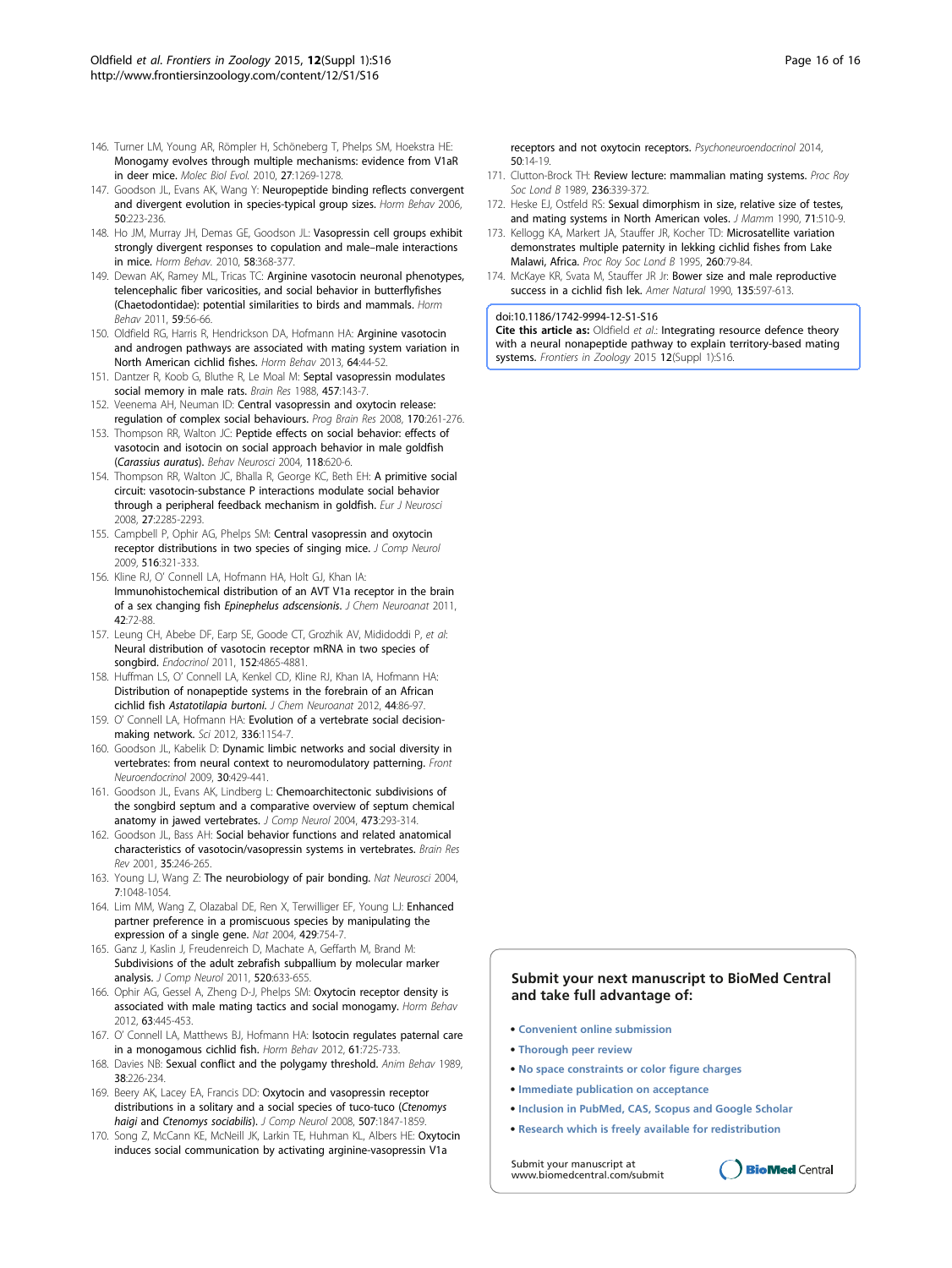146. Turner LM, Young AR, Römpler H, Schöneberg T, Phelps SM, Hoekstra HE: **Monogamy evolves through multiple mechanisms: evidence from V1aR in deer mice.** *Molec Biol Evol.* 2010, **27**:1269-1278.
147. Goodson JL, Evans AK, Wang Y: **Neuropeptide binding reflects convergent and divergent evolution in species-typical group sizes.** *Horm Behav* 2006, **50**:223-236.
148. Ho JM, Murray JH, Demas GE, Goodson JL: **Vasopressin cell groups exhibit strongly divergent responses to copulation and male–male interactions in mice.** *Horm Behav.* 2010, **58**:368-377.
149. Dewan AK, Ramey ML, Tricas TC: **Arginine vasotocin neuronal phenotypes, telencephalic fiber varicosities, and social behavior in butterflyfishes (Chaetodontidae): potential similarities to birds and mammals.** *Horm Behav* 2011, **59**:56-66.
150. Oldfield RG, Harris R, Hendrickson DA, Hofmann HA: **Arginine vasotocin and androgen pathways are associated with mating system variation in North American cichlid fishes.** *Horm Behav* 2013, **64**:44-52.
151. Dantzer R, Koob G, Bluthe R, Le Moal M: **Septal vasopressin modulates social memory in male rats.** *Brain Res* 1988, **457**:143-7.
152. Veenema AH, Neuman ID: **Central vasopressin and oxytocin release: regulation of complex social behaviours.** *Prog Brain Res* 2008, **170**:261-276.
153. Thompson RR, Walton JC: **Peptide effects on social behavior: effects of vasotocin and isotocin on social approach behavior in male goldfish (*Carassius auratus*).** *Behav Neurosci* 2004, **118**:620-6.
154. Thompson RR, Walton JC, Bhalla R, George KC, Beth EH: **A primitive social circuit: vasotocin-substance P interactions modulate social behavior through a peripheral feedback mechanism in goldfish.** *Eur J Neurosci* 2008, **27**:2285-2293.
155. Campbell P, Ophir AG, Phelps SM: **Central vasopressin and oxytocin receptor distributions in two species of singing mice.** *J Comp Neurol* 2009, **516**:321-333.
156. Kline RJ, O' Connell LA, Hofmann HA, Holt GJ, Khan IA: **Immunohistochemical distribution of an AVT V1a receptor in the brain of a sex changing fish *Epinephelus adscensionis*.** *J Chem Neuroanat* 2011, **42**:72-88.
157. Leung CH, Abebe DF, Earp SE, Goode CT, Grozhik AV, Mididoddi P, *et al*: **Neural distribution of vasotocin receptor mRNA in two species of songbird.** *Endocrinol* 2011, **152**:4865-4881.
158. Huffman LS, O' Connell LA, Kenkel CD, Kline RJ, Khan IA, Hofmann HA: **Distribution of nonapeptide systems in the forebrain of an African cichlid fish *Astatotilapia burtoni*.** *J Chem Neuroanat* 2012, **44**:86-97.
159. O' Connell LA, Hofmann HA: **Evolution of a vertebrate social decision-making network.** *Sci* 2012, **336**:1154-7.
160. Goodson JL, Kabelik D: **Dynamic limbic networks and social diversity in vertebrates: from neural context to neuromodulatory patterning.** *Front Neuroendocrinol* 2009, **30**:429-441.
161. Goodson JL, Evans AK, Lindberg L: **Chemoarchitectonic subdivisions of the songbird septum and a comparative overview of septum chemical anatomy in jawed vertebrates.** *J Comp Neurol* 2004, **473**:293-314.
162. Goodson JL, Bass AH: **Social behavior functions and related anatomical characteristics of vasotocin/vasopressin systems in vertebrates.** *Brain Res Rev* 2001, **35**:246-265.
163. Young LJ, Wang Z: **The neurobiology of pair bonding.** *Nat Neurosci* 2004, **7**:1048-1054.
164. Lim MM, Wang Z, Olazabal DE, Ren X, Terwilliger EF, Young LJ: **Enhanced partner preference in a promiscuous species by manipulating the expression of a single gene.** *Nat* 2004, **429**:754-7.
165. Ganz J, Kaslin J, Freudenreich D, Machate A, Geffarth M, Brand M: **Subdivisions of the adult zebrafish subpallium by molecular marker analysis.** *J Comp Neurol* 2011, **520**:633-655.
166. Ophir AG, Gessel A, Zheng D-J, Phelps SM: **Oxytocin receptor density is associated with male mating tactics and social monogamy.** *Horm Behav* 2012, **63**:445-453.
167. O' Connell LA, Matthews BJ, Hofmann HA: **Isotocin regulates paternal care in a monogamous cichlid fish.** *Horm Behav* 2012, **61**:725-733.
168. Davies NB: **Sexual conflict and the polygamy threshold.** *Anim Behav* 1989, **38**:226-234.
169. Beery AK, Lacey EA, Francis DD: **Oxytocin and vasopressin receptor distributions in a solitary and a social species of tuco-tuco (*Ctenomys haigi* and *Ctenomys sociabilis*).** *J Comp Neurol* 2008, **507**:1847-1859.
170. Song Z, McCann KE, McNeill JK, Larkin TE, Huhman KL, Albers HE: **Oxytocin induces social communication by activating arginine-vasopressin V1a receptors and not oxytocin receptors.** *Psychoneuroendocrinol* 2014, **50**:14-19.
171. Clutton-Brock TH: **Review lecture: mammalian mating systems.** *Proc Roy Soc Lond B* 1989, **236**:339-372.
172. Heske EJ, Ostfeld RS: **Sexual dimorphism in size, relative size of testes, and mating systems in North American voles.** *J Mamm* 1990, **71**:510-9.
173. Kellogg KA, Markert JA, Stauffer JR, Kocher TD: **Microsatellite variation demonstrates multiple paternity in lekking cichlid fishes from Lake Malawi, Africa.** *Proc Roy Soc Lond B* 1995, **260**:79-84.
174. McKaye KR, Svata M, Stauffer JR Jr: **Bower size and male reproductive success in a cichlid fish lek.** *Amer Natural* 1990, **135**:597-613.

doi:10.1186/1742-9994-12-S1-S16

**Cite this article as:** Oldfield *et al.*: Integrating resource defence theory with a neural nonapeptide pathway to explain territory-based mating systems. *Frontiers in Zoology* 2015 **12**(Suppl 1):S16.

**Submit your next manuscript to BioMed Central and take full advantage of:**

- Convenient online submission
- Thorough peer review
- No space constraints or color figure charges
- Immediate publication on acceptance
- Inclusion in PubMed, CAS, Scopus and Google Scholar
- Research which is freely available for redistribution

Submit your manuscript at www.biomedcentral.com/submit